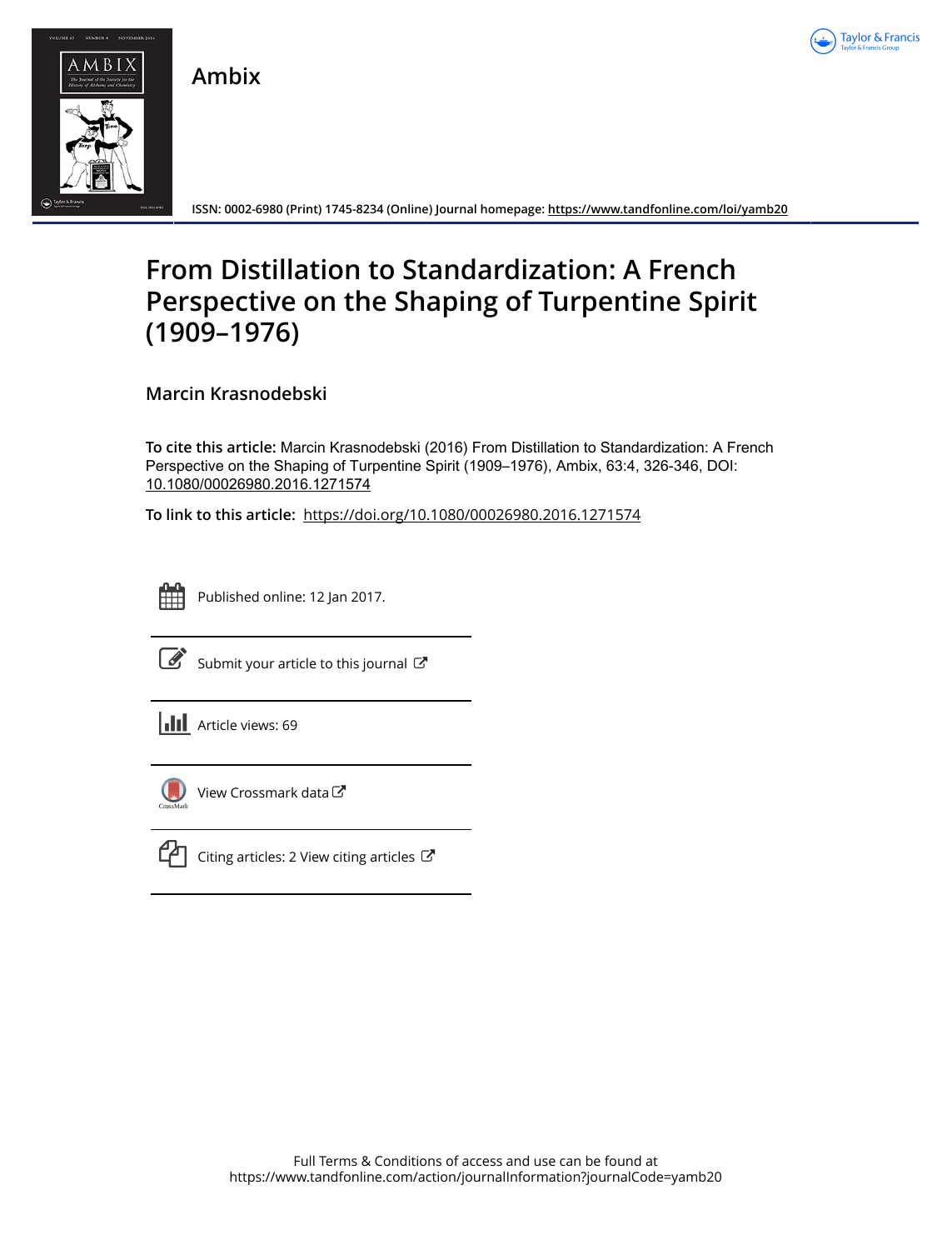Ambix

ISSN: 0002-6980 (Print) 1745-8234 (Online) Journal homepage: https://www.tandfonline.com/loi/yamb20

# From Distillation to Standardization: A French Perspective on the Shaping of Turpentine Spirit (1909–1976)

## Marcin Krasnodebski

**To cite this article:** Marcin Krasnodebski (2016) From Distillation to Standardization: A French Perspective on the Shaping of Turpentine Spirit (1909–1976), Ambix, 63:4, 326-346, DOI: 10.1080/00026980.2016.1271574

**To link to this article:** https://doi.org/10.1080/00026980.2016.1271574

Published online: 12 Jan 2017.

Submit your article to this journal

Article views: 69

View Crossmark data

Citing articles: 2 View citing articles

Full Terms & Conditions of access and use can be found at https://www.tandfonline.com/action/journalInformation?journalCode=yamb20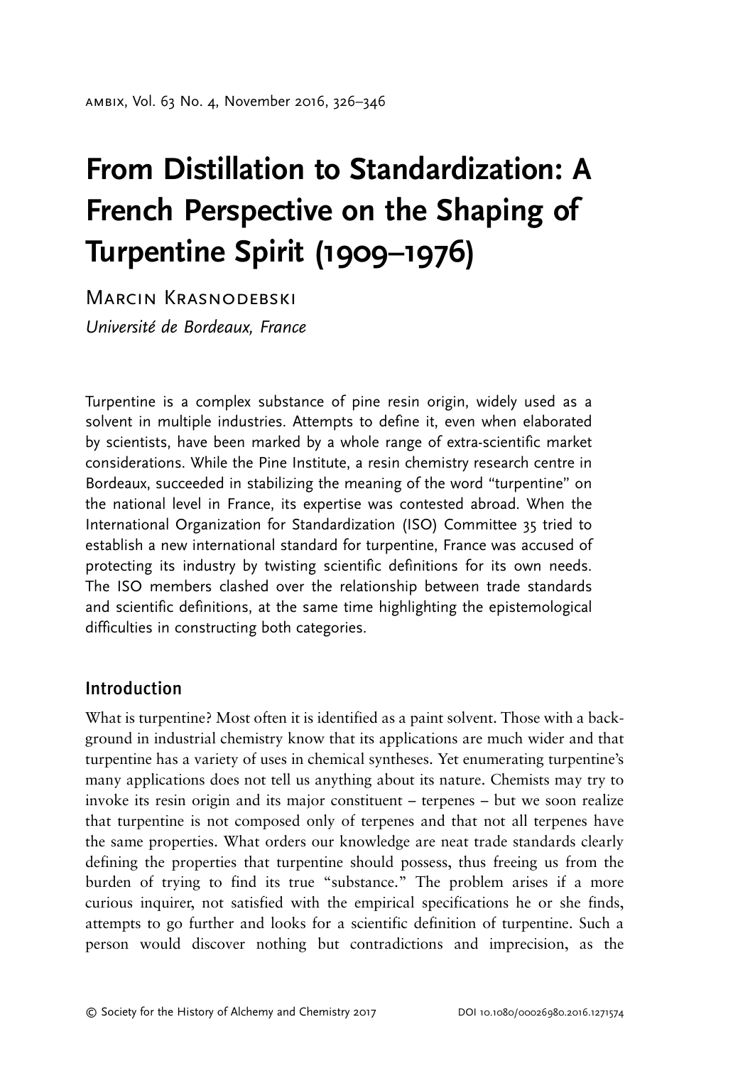# From Distillation to Standardization: A French Perspective on the Shaping of Turpentine Spirit (1909–1976)

MARCIN KRASNODEBSKI

*Université de Bordeaux, France*

Turpentine is a complex substance of pine resin origin, widely used as a solvent in multiple industries. Attempts to define it, even when elaborated by scientists, have been marked by a whole range of extra-scientific market considerations. While the Pine Institute, a resin chemistry research centre in Bordeaux, succeeded in stabilizing the meaning of the word "turpentine" on the national level in France, its expertise was contested abroad. When the International Organization for Standardization (ISO) Committee 35 tried to establish a new international standard for turpentine, France was accused of protecting its industry by twisting scientific definitions for its own needs. The ISO members clashed over the relationship between trade standards and scientific definitions, at the same time highlighting the epistemological difficulties in constructing both categories.

## Introduction

What is turpentine? Most often it is identified as a paint solvent. Those with a background in industrial chemistry know that its applications are much wider and that turpentine has a variety of uses in chemical syntheses. Yet enumerating turpentine's many applications does not tell us anything about its nature. Chemists may try to invoke its resin origin and its major constituent – terpenes – but we soon realize that turpentine is not composed only of terpenes and that not all terpenes have the same properties. What orders our knowledge are neat trade standards clearly defining the properties that turpentine should possess, thus freeing us from the burden of trying to find its true "substance." The problem arises if a more curious inquirer, not satisfied with the empirical specifications he or she finds, attempts to go further and looks for a scientific definition of turpentine. Such a person would discover nothing but contradictions and imprecision, as the

© Society for the History of Alchemy and Chemistry 2017 DOI 10.1080/00026980.2016.1271574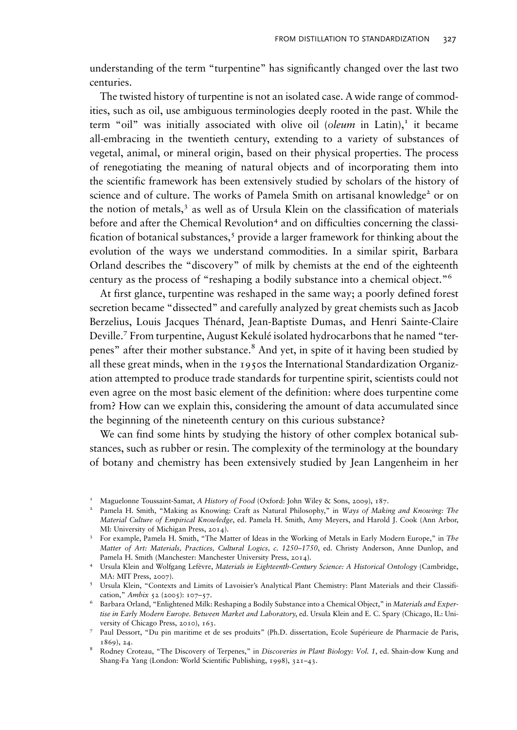understanding of the term "turpentine" has significantly changed over the last two centuries.

The twisted history of turpentine is not an isolated case. A wide range of commodities, such as oil, use ambiguous terminologies deeply rooted in the past. While the term "oil" was initially associated with olive oil (*oleum* in Latin),[1] it became all-embracing in the twentieth century, extending to a variety of substances of vegetal, animal, or mineral origin, based on their physical properties. The process of renegotiating the meaning of natural objects and of incorporating them into the scientific framework has been extensively studied by scholars of the history of science and of culture. The works of Pamela Smith on artisanal knowledge[2] or on the notion of metals,[3] as well as of Ursula Klein on the classification of materials before and after the Chemical Revolution[4] and on difficulties concerning the classification of botanical substances,[5] provide a larger framework for thinking about the evolution of the ways we understand commodities. In a similar spirit, Barbara Orland describes the "discovery" of milk by chemists at the end of the eighteenth century as the process of "reshaping a bodily substance into a chemical object."[6]

At first glance, turpentine was reshaped in the same way; a poorly defined forest secretion became "dissected" and carefully analyzed by great chemists such as Jacob Berzelius, Louis Jacques Thénard, Jean-Baptiste Dumas, and Henri Sainte-Claire Deville.[7] From turpentine, August Kekulé isolated hydrocarbons that he named "terpenes" after their mother substance.[8] And yet, in spite of it having been studied by all these great minds, when in the 1950s the International Standardization Organization attempted to produce trade standards for turpentine spirit, scientists could not even agree on the most basic element of the definition: where does turpentine come from? How can we explain this, considering the amount of data accumulated since the beginning of the nineteenth century on this curious substance?

We can find some hints by studying the history of other complex botanical substances, such as rubber or resin. The complexity of the terminology at the boundary of botany and chemistry has been extensively studied by Jean Langenheim in her

---

[1] Maguelonne Toussaint-Samat, *A History of Food* (Oxford: John Wiley & Sons, 2009), 187.

[2] Pamela H. Smith, "Making as Knowing: Craft as Natural Philosophy," in *Ways of Making and Knowing: The Material Culture of Empirical Knowledge*, ed. Pamela H. Smith, Amy Meyers, and Harold J. Cook (Ann Arbor, MI: University of Michigan Press, 2014).

[3] For example, Pamela H. Smith, "The Matter of Ideas in the Working of Metals in Early Modern Europe," in *The Matter of Art: Materials, Practices, Cultural Logics, c. 1250–1750*, ed. Christy Anderson, Anne Dunlop, and Pamela H. Smith (Manchester: Manchester University Press, 2014).

[4] Ursula Klein and Wolfgang Lefèvre, *Materials in Eighteenth-Century Science: A Historical Ontology* (Cambridge, MA: MIT Press, 2007).

[5] Ursula Klein, "Contexts and Limits of Lavoisier's Analytical Plant Chemistry: Plant Materials and their Classification," *Ambix* 52 (2005): 107–57.

[6] Barbara Orland, "Enlightened Milk: Reshaping a Bodily Substance into a Chemical Object," in *Materials and Expertise in Early Modern Europe. Between Market and Laboratory*, ed. Ursula Klein and E. C. Spary (Chicago, IL: University of Chicago Press, 2010), 163.

[7] Paul Dessort, "Du pin maritime et de ses produits" (Ph.D. dissertation, Ecole Supérieure de Pharmacie de Paris, 1869), 24.

[8] Rodney Croteau, "The Discovery of Terpenes," in *Discoveries in Plant Biology: Vol. 1*, ed. Shain-dow Kung and Shang-Fa Yang (London: World Scientific Publishing, 1998), 321–43.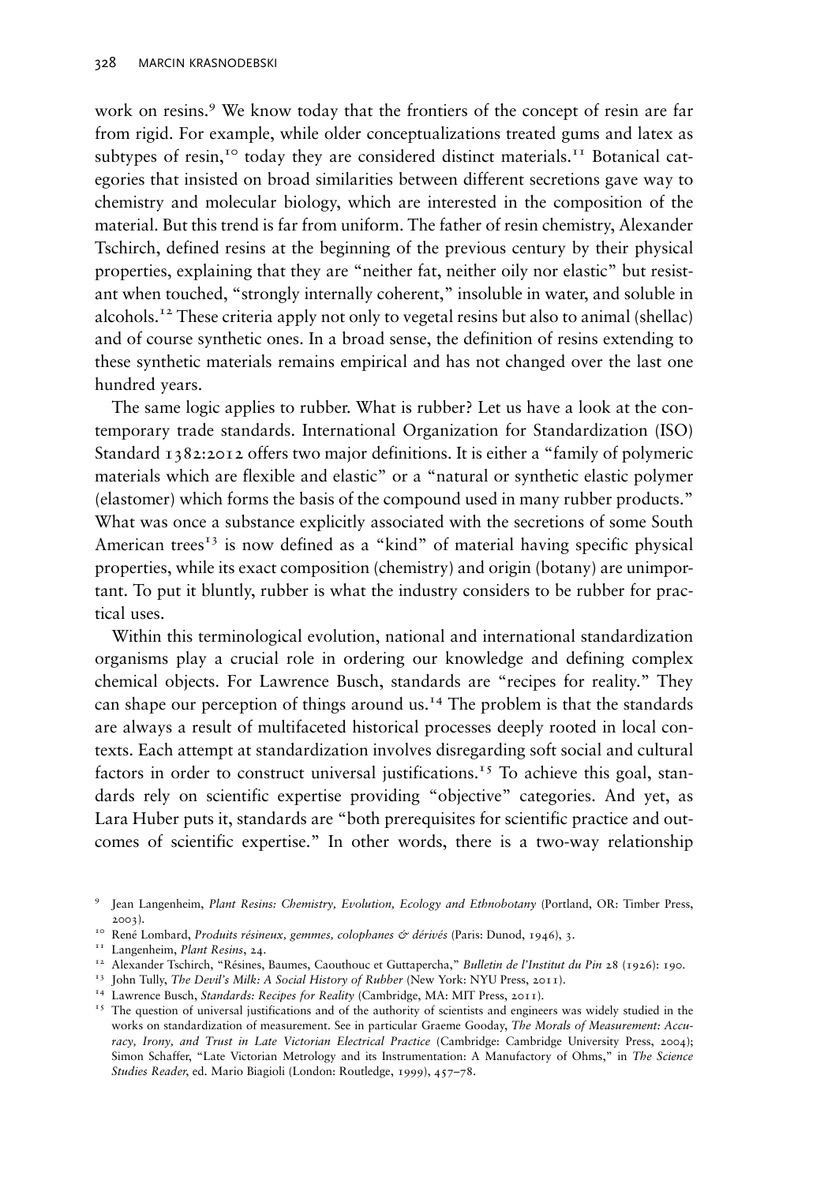work on resins.[9] We know today that the frontiers of the concept of resin are far from rigid. For example, while older conceptualizations treated gums and latex as subtypes of resin,[10] today they are considered distinct materials.[11] Botanical categories that insisted on broad similarities between different secretions gave way to chemistry and molecular biology, which are interested in the composition of the material. But this trend is far from uniform. The father of resin chemistry, Alexander Tschirch, defined resins at the beginning of the previous century by their physical properties, explaining that they are "neither fat, neither oily nor elastic" but resistant when touched, "strongly internally coherent," insoluble in water, and soluble in alcohols.[12] These criteria apply not only to vegetal resins but also to animal (shellac) and of course synthetic ones. In a broad sense, the definition of resins extending to these synthetic materials remains empirical and has not changed over the last one hundred years.

The same logic applies to rubber. What is rubber? Let us have a look at the contemporary trade standards. International Organization for Standardization (ISO) Standard 1382:2012 offers two major definitions. It is either a "family of polymeric materials which are flexible and elastic" or a "natural or synthetic elastic polymer (elastomer) which forms the basis of the compound used in many rubber products." What was once a substance explicitly associated with the secretions of some South American trees[13] is now defined as a "kind" of material having specific physical properties, while its exact composition (chemistry) and origin (botany) are unimportant. To put it bluntly, rubber is what the industry considers to be rubber for practical uses.

Within this terminological evolution, national and international standardization organisms play a crucial role in ordering our knowledge and defining complex chemical objects. For Lawrence Busch, standards are "recipes for reality." They can shape our perception of things around us.[14] The problem is that the standards are always a result of multifaceted historical processes deeply rooted in local contexts. Each attempt at standardization involves disregarding soft social and cultural factors in order to construct universal justifications.[15] To achieve this goal, standards rely on scientific expertise providing "objective" categories. And yet, as Lara Huber puts it, standards are "both prerequisites for scientific practice and outcomes of scientific expertise." In other words, there is a two-way relationship

[9] Jean Langenheim, *Plant Resins: Chemistry, Evolution, Ecology and Ethnobotany* (Portland, OR: Timber Press, 2003).

[10] René Lombard, *Produits résineux, gemmes, colophanes & dérivés* (Paris: Dunod, 1946), 3.

[11] Langenheim, *Plant Resins*, 24.

[12] Alexander Tschirch, "Résines, Baumes, Caoutchouc et Guttapercha," *Bulletin de l'Institut du Pin* 28 (1926): 190.

[13] John Tully, *The Devil's Milk: A Social History of Rubber* (New York: NYU Press, 2011).

[14] Lawrence Busch, *Standards: Recipes for Reality* (Cambridge, MA: MIT Press, 2011).

[15] The question of universal justifications and of the authority of scientists and engineers was widely studied in the works on standardization of measurement. See in particular Graeme Gooday, *The Morals of Measurement: Accuracy, Irony, and Trust in Late Victorian Electrical Practice* (Cambridge: Cambridge University Press, 2004); Simon Schaffer, "Late Victorian Metrology and its Instrumentation: A Manufactory of Ohms," in *The Science Studies Reader*, ed. Mario Biagioli (London: Routledge, 1999), 457–78.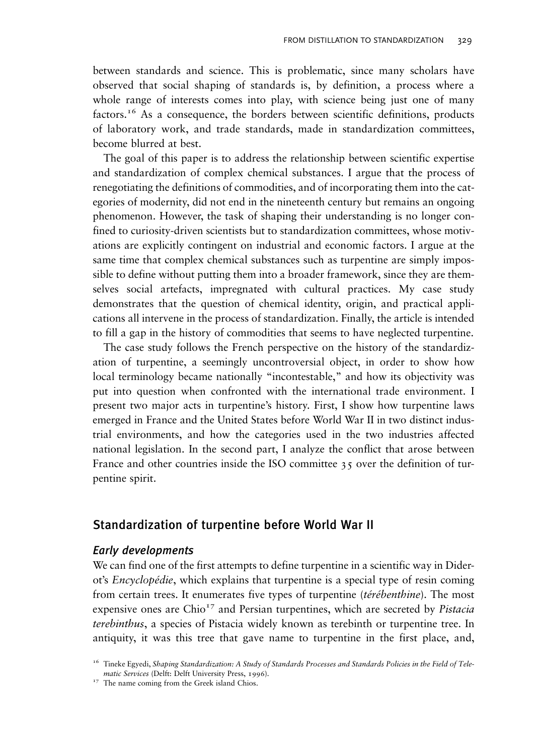between standards and science. This is problematic, since many scholars have observed that social shaping of standards is, by definition, a process where a whole range of interests comes into play, with science being just one of many factors.[16] As a consequence, the borders between scientific definitions, products of laboratory work, and trade standards, made in standardization committees, become blurred at best.

The goal of this paper is to address the relationship between scientific expertise and standardization of complex chemical substances. I argue that the process of renegotiating the definitions of commodities, and of incorporating them into the categories of modernity, did not end in the nineteenth century but remains an ongoing phenomenon. However, the task of shaping their understanding is no longer confined to curiosity-driven scientists but to standardization committees, whose motivations are explicitly contingent on industrial and economic factors. I argue at the same time that complex chemical substances such as turpentine are simply impossible to define without putting them into a broader framework, since they are themselves social artefacts, impregnated with cultural practices. My case study demonstrates that the question of chemical identity, origin, and practical applications all intervene in the process of standardization. Finally, the article is intended to fill a gap in the history of commodities that seems to have neglected turpentine.

The case study follows the French perspective on the history of the standardization of turpentine, a seemingly uncontroversial object, in order to show how local terminology became nationally "incontestable," and how its objectivity was put into question when confronted with the international trade environment. I present two major acts in turpentine's history. First, I show how turpentine laws emerged in France and the United States before World War II in two distinct industrial environments, and how the categories used in the two industries affected national legislation. In the second part, I analyze the conflict that arose between France and other countries inside the ISO committee 35 over the definition of turpentine spirit.

## Standardization of turpentine before World War II

### *Early developments*

We can find one of the first attempts to define turpentine in a scientific way in Diderot's *Encyclopédie*, which explains that turpentine is a special type of resin coming from certain trees. It enumerates five types of turpentine (*térébenthine*). The most expensive ones are Chio[17] and Persian turpentines, which are secreted by *Pistacia terebinthus*, a species of Pistacia widely known as terebinth or turpentine tree. In antiquity, it was this tree that gave name to turpentine in the first place, and,

[16] Tineke Egyedi, *Shaping Standardization: A Study of Standards Processes and Standards Policies in the Field of Telematic Services* (Delft: Delft University Press, 1996).

[17] The name coming from the Greek island Chios.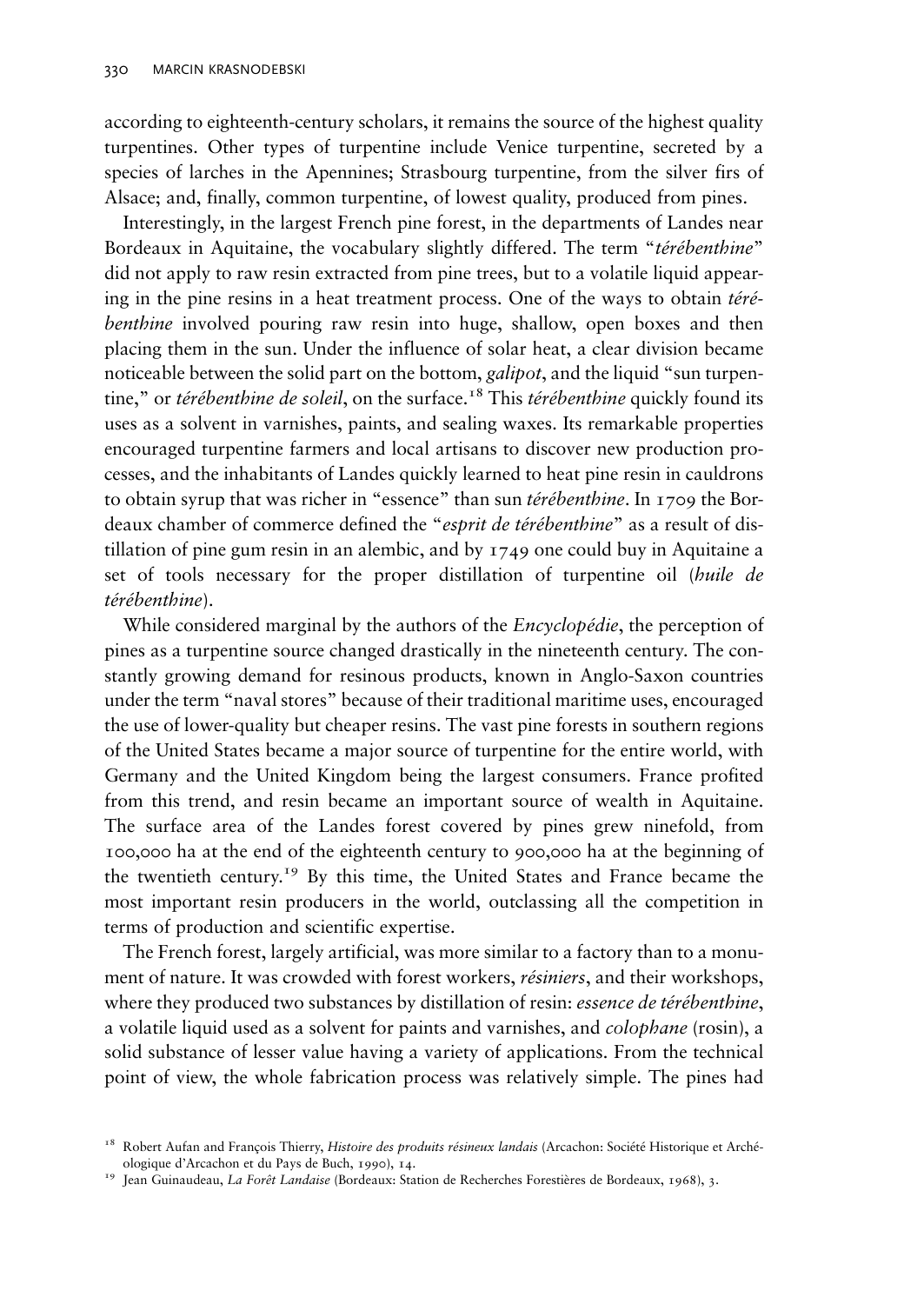according to eighteenth-century scholars, it remains the source of the highest quality turpentines. Other types of turpentine include Venice turpentine, secreted by a species of larches in the Apennines; Strasbourg turpentine, from the silver firs of Alsace; and, finally, common turpentine, of lowest quality, produced from pines.

Interestingly, in the largest French pine forest, in the departments of Landes near Bordeaux in Aquitaine, the vocabulary slightly differed. The term "*térébenthine*" did not apply to raw resin extracted from pine trees, but to a volatile liquid appearing in the pine resins in a heat treatment process. One of the ways to obtain *térébenthine* involved pouring raw resin into huge, shallow, open boxes and then placing them in the sun. Under the influence of solar heat, a clear division became noticeable between the solid part on the bottom, *galipot*, and the liquid "sun turpentine," or *térébenthine de soleil*, on the surface.[18] This *térébenthine* quickly found its uses as a solvent in varnishes, paints, and sealing waxes. Its remarkable properties encouraged turpentine farmers and local artisans to discover new production processes, and the inhabitants of Landes quickly learned to heat pine resin in cauldrons to obtain syrup that was richer in "essence" than sun *térébenthine*. In 1709 the Bordeaux chamber of commerce defined the "*esprit de térébenthine*" as a result of distillation of pine gum resin in an alembic, and by 1749 one could buy in Aquitaine a set of tools necessary for the proper distillation of turpentine oil (*huile de térébenthine*).

While considered marginal by the authors of the *Encyclopédie*, the perception of pines as a turpentine source changed drastically in the nineteenth century. The constantly growing demand for resinous products, known in Anglo-Saxon countries under the term "naval stores" because of their traditional maritime uses, encouraged the use of lower-quality but cheaper resins. The vast pine forests in southern regions of the United States became a major source of turpentine for the entire world, with Germany and the United Kingdom being the largest consumers. France profited from this trend, and resin became an important source of wealth in Aquitaine. The surface area of the Landes forest covered by pines grew ninefold, from 100,000 ha at the end of the eighteenth century to 900,000 ha at the beginning of the twentieth century.[19] By this time, the United States and France became the most important resin producers in the world, outclassing all the competition in terms of production and scientific expertise.

The French forest, largely artificial, was more similar to a factory than to a monument of nature. It was crowded with forest workers, *résiniers*, and their workshops, where they produced two substances by distillation of resin: *essence de térébenthine*, a volatile liquid used as a solvent for paints and varnishes, and *colophane* (rosin), a solid substance of lesser value having a variety of applications. From the technical point of view, the whole fabrication process was relatively simple. The pines had

[18] Robert Aufan and François Thierry, *Histoire des produits résineux landais* (Arcachon: Société Historique et Archéologique d'Arcachon et du Pays de Buch, 1990), 14.

[19] Jean Guinaudeau, *La Forêt Landaise* (Bordeaux: Station de Recherches Forestières de Bordeaux, 1968), 3.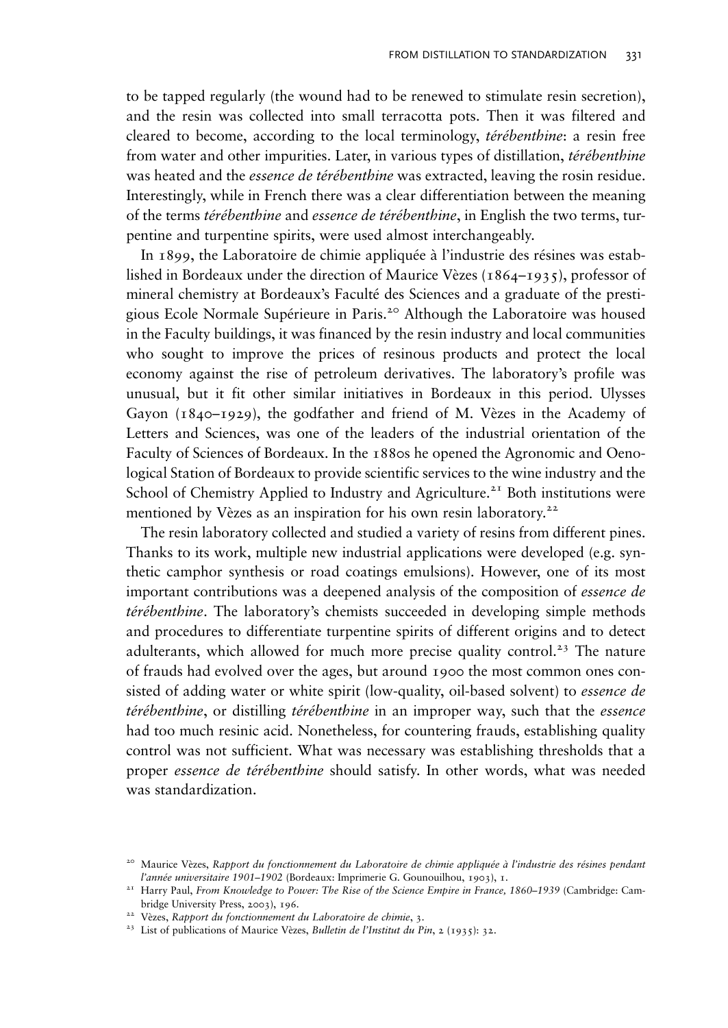to be tapped regularly (the wound had to be renewed to stimulate resin secretion), and the resin was collected into small terracotta pots. Then it was filtered and cleared to become, according to the local terminology, *térébenthine*: a resin free from water and other impurities. Later, in various types of distillation, *térébenthine* was heated and the *essence de térébenthine* was extracted, leaving the rosin residue. Interestingly, while in French there was a clear differentiation between the meaning of the terms *térébenthine* and *essence de térébenthine*, in English the two terms, turpentine and turpentine spirits, were used almost interchangeably.

In 1899, the Laboratoire de chimie appliquée à l'industrie des résines was established in Bordeaux under the direction of Maurice Vèzes (1864–1935), professor of mineral chemistry at Bordeaux's Faculté des Sciences and a graduate of the prestigious Ecole Normale Supérieure in Paris.[20] Although the Laboratoire was housed in the Faculty buildings, it was financed by the resin industry and local communities who sought to improve the prices of resinous products and protect the local economy against the rise of petroleum derivatives. The laboratory's profile was unusual, but it fit other similar initiatives in Bordeaux in this period. Ulysses Gayon (1840–1929), the godfather and friend of M. Vèzes in the Academy of Letters and Sciences, was one of the leaders of the industrial orientation of the Faculty of Sciences of Bordeaux. In the 1880s he opened the Agronomic and Oenological Station of Bordeaux to provide scientific services to the wine industry and the School of Chemistry Applied to Industry and Agriculture.[21] Both institutions were mentioned by Vèzes as an inspiration for his own resin laboratory.[22]

The resin laboratory collected and studied a variety of resins from different pines. Thanks to its work, multiple new industrial applications were developed (e.g. synthetic camphor synthesis or road coatings emulsions). However, one of its most important contributions was a deepened analysis of the composition of *essence de térébenthine*. The laboratory's chemists succeeded in developing simple methods and procedures to differentiate turpentine spirits of different origins and to detect adulterants, which allowed for much more precise quality control.[23] The nature of frauds had evolved over the ages, but around 1900 the most common ones consisted of adding water or white spirit (low-quality, oil-based solvent) to *essence de térébenthine*, or distilling *térébenthine* in an improper way, such that the *essence* had too much resinic acid. Nonetheless, for countering frauds, establishing quality control was not sufficient. What was necessary was establishing thresholds that a proper *essence de térébenthine* should satisfy. In other words, what was needed was standardization.

---

[20] Maurice Vèzes, *Rapport du fonctionnement du Laboratoire de chimie appliquée à l'industrie des résines pendant l'année universitaire 1901–1902* (Bordeaux: Imprimerie G. Gounouilhou, 1903), 1.

[21] Harry Paul, *From Knowledge to Power: The Rise of the Science Empire in France, 1860–1939* (Cambridge: Cambridge University Press, 2003), 196.

[22] Vèzes, *Rapport du fonctionnement du Laboratoire de chimie*, 3.

[23] List of publications of Maurice Vèzes, *Bulletin de l'Institut du Pin*, 2 (1935): 32.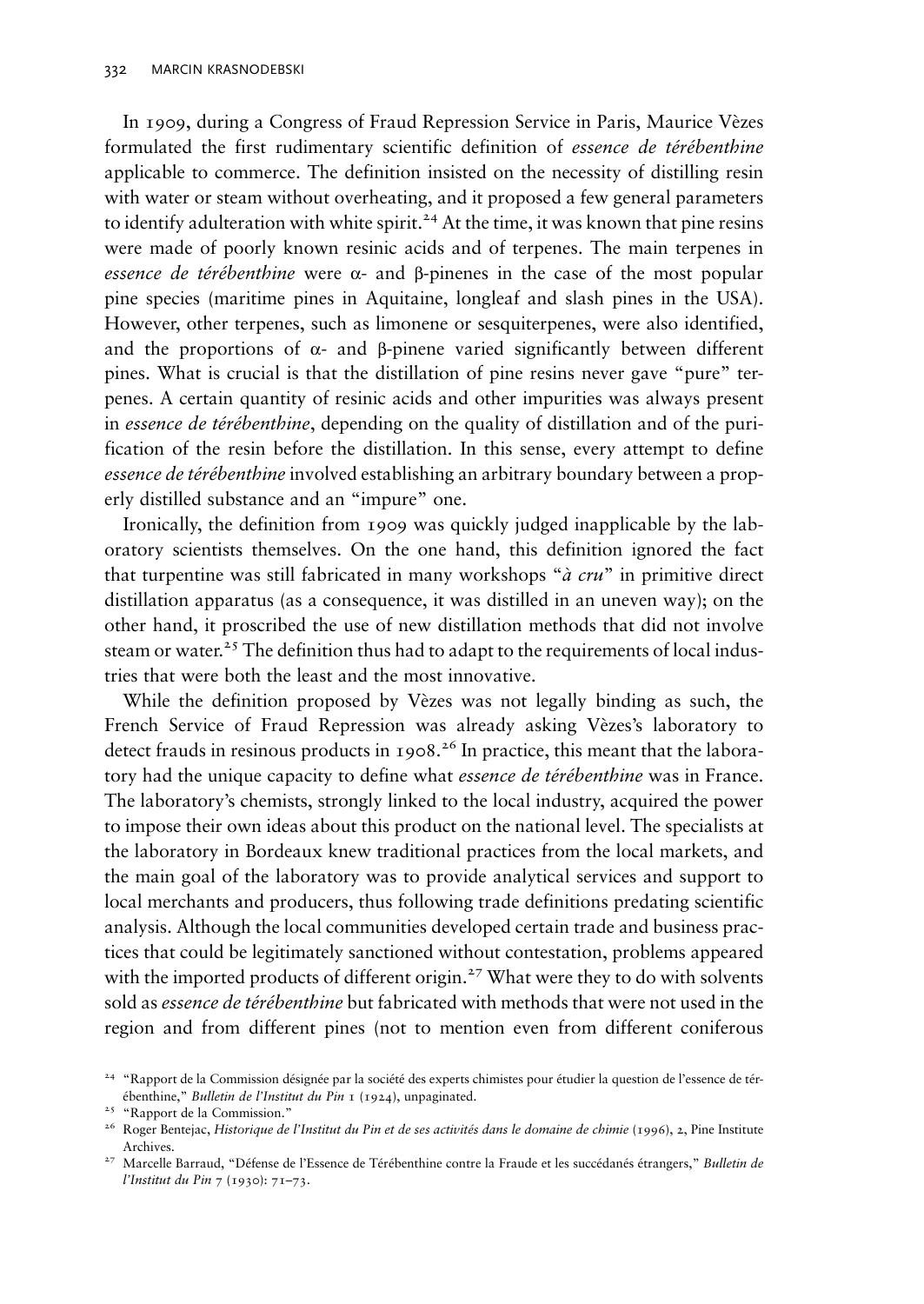In 1909, during a Congress of Fraud Repression Service in Paris, Maurice Vèzes formulated the first rudimentary scientific definition of *essence de térébenthine* applicable to commerce. The definition insisted on the necessity of distilling resin with water or steam without overheating, and it proposed a few general parameters to identify adulteration with white spirit.[24] At the time, it was known that pine resins were made of poorly known resinic acids and of terpenes. The main terpenes in *essence de térébenthine* were α- and β-pinenes in the case of the most popular pine species (maritime pines in Aquitaine, longleaf and slash pines in the USA). However, other terpenes, such as limonene or sesquiterpenes, were also identified, and the proportions of α- and β-pinene varied significantly between different pines. What is crucial is that the distillation of pine resins never gave "pure" terpenes. A certain quantity of resinic acids and other impurities was always present in *essence de térébenthine*, depending on the quality of distillation and of the purification of the resin before the distillation. In this sense, every attempt to define *essence de térébenthine* involved establishing an arbitrary boundary between a properly distilled substance and an "impure" one.

Ironically, the definition from 1909 was quickly judged inapplicable by the laboratory scientists themselves. On the one hand, this definition ignored the fact that turpentine was still fabricated in many workshops "*à cru*" in primitive direct distillation apparatus (as a consequence, it was distilled in an uneven way); on the other hand, it proscribed the use of new distillation methods that did not involve steam or water.[25] The definition thus had to adapt to the requirements of local industries that were both the least and the most innovative.

While the definition proposed by Vèzes was not legally binding as such, the French Service of Fraud Repression was already asking Vèzes's laboratory to detect frauds in resinous products in 1908.[26] In practice, this meant that the laboratory had the unique capacity to define what *essence de térébenthine* was in France. The laboratory's chemists, strongly linked to the local industry, acquired the power to impose their own ideas about this product on the national level. The specialists at the laboratory in Bordeaux knew traditional practices from the local markets, and the main goal of the laboratory was to provide analytical services and support to local merchants and producers, thus following trade definitions predating scientific analysis. Although the local communities developed certain trade and business practices that could be legitimately sanctioned without contestation, problems appeared with the imported products of different origin.[27] What were they to do with solvents sold as *essence de térébenthine* but fabricated with methods that were not used in the region and from different pines (not to mention even from different coniferous

[24] "Rapport de la Commission désignée par la société des experts chimistes pour étudier la question de l'essence de térébenthine," *Bulletin de l'Institut du Pin* 1 (1924), unpaginated.

[25] "Rapport de la Commission."

[26] Roger Bentejac, *Historique de l'Institut du Pin et de ses activités dans le domaine de chimie* (1996), 2, Pine Institute Archives.

[27] Marcelle Barraud, "Défense de l'Essence de Térébenthine contre la Fraude et les succédanés étrangers," *Bulletin de l'Institut du Pin* 7 (1930): 71–73.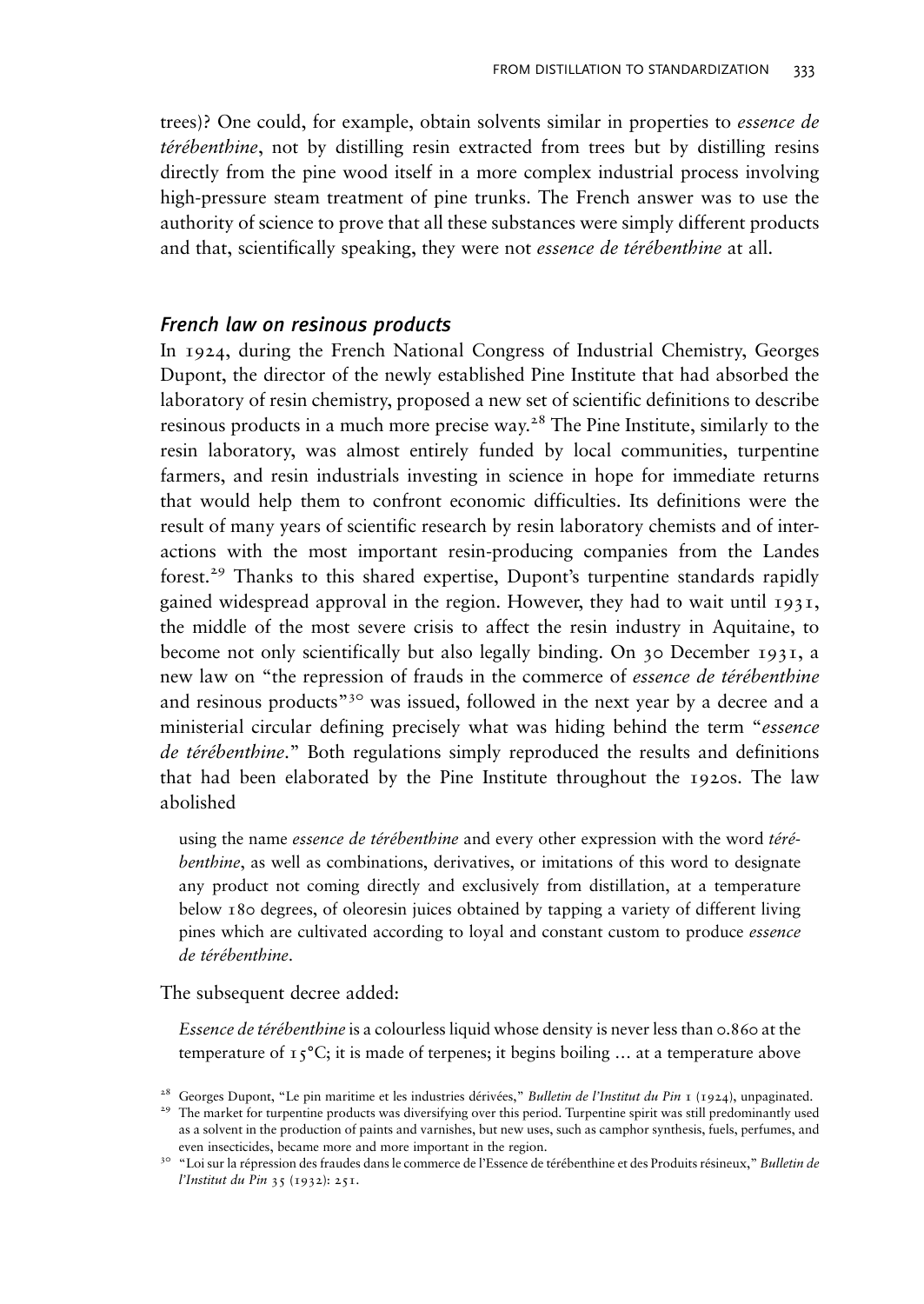trees)? One could, for example, obtain solvents similar in properties to *essence de térébenthine*, not by distilling resin extracted from trees but by distilling resins directly from the pine wood itself in a more complex industrial process involving high-pressure steam treatment of pine trunks. The French answer was to use the authority of science to prove that all these substances were simply different products and that, scientifically speaking, they were not *essence de térébenthine* at all.

### French law on resinous products

In 1924, during the French National Congress of Industrial Chemistry, Georges Dupont, the director of the newly established Pine Institute that had absorbed the laboratory of resin chemistry, proposed a new set of scientific definitions to describe resinous products in a much more precise way.[28] The Pine Institute, similarly to the resin laboratory, was almost entirely funded by local communities, turpentine farmers, and resin industrials investing in science in hope for immediate returns that would help them to confront economic difficulties. Its definitions were the result of many years of scientific research by resin laboratory chemists and of interactions with the most important resin-producing companies from the Landes forest.[29] Thanks to this shared expertise, Dupont's turpentine standards rapidly gained widespread approval in the region. However, they had to wait until 1931, the middle of the most severe crisis to affect the resin industry in Aquitaine, to become not only scientifically but also legally binding. On 30 December 1931, a new law on "the repression of frauds in the commerce of *essence de térébenthine* and resinous products"[30] was issued, followed in the next year by a decree and a ministerial circular defining precisely what was hiding behind the term "*essence de térébenthine*." Both regulations simply reproduced the results and definitions that had been elaborated by the Pine Institute throughout the 1920s. The law abolished

> using the name *essence de térébenthine* and every other expression with the word *térébenthine*, as well as combinations, derivatives, or imitations of this word to designate any product not coming directly and exclusively from distillation, at a temperature below 180 degrees, of oleoresin juices obtained by tapping a variety of different living pines which are cultivated according to loyal and constant custom to produce *essence de térébenthine*.

The subsequent decree added:

> *Essence de térébenthine* is a colourless liquid whose density is never less than 0.860 at the temperature of 15°C; it is made of terpenes; it begins boiling … at a temperature above

[28] Georges Dupont, "Le pin maritime et les industries dérivées," *Bulletin de l'Institut du Pin* 1 (1924), unpaginated.

[29] The market for turpentine products was diversifying over this period. Turpentine spirit was still predominantly used as a solvent in the production of paints and varnishes, but new uses, such as camphor synthesis, fuels, perfumes, and even insecticides, became more and more important in the region.

[30] "Loi sur la répression des fraudes dans le commerce de l'Essence de térébenthine et des Produits résineux," *Bulletin de l'Institut du Pin* 35 (1932): 251.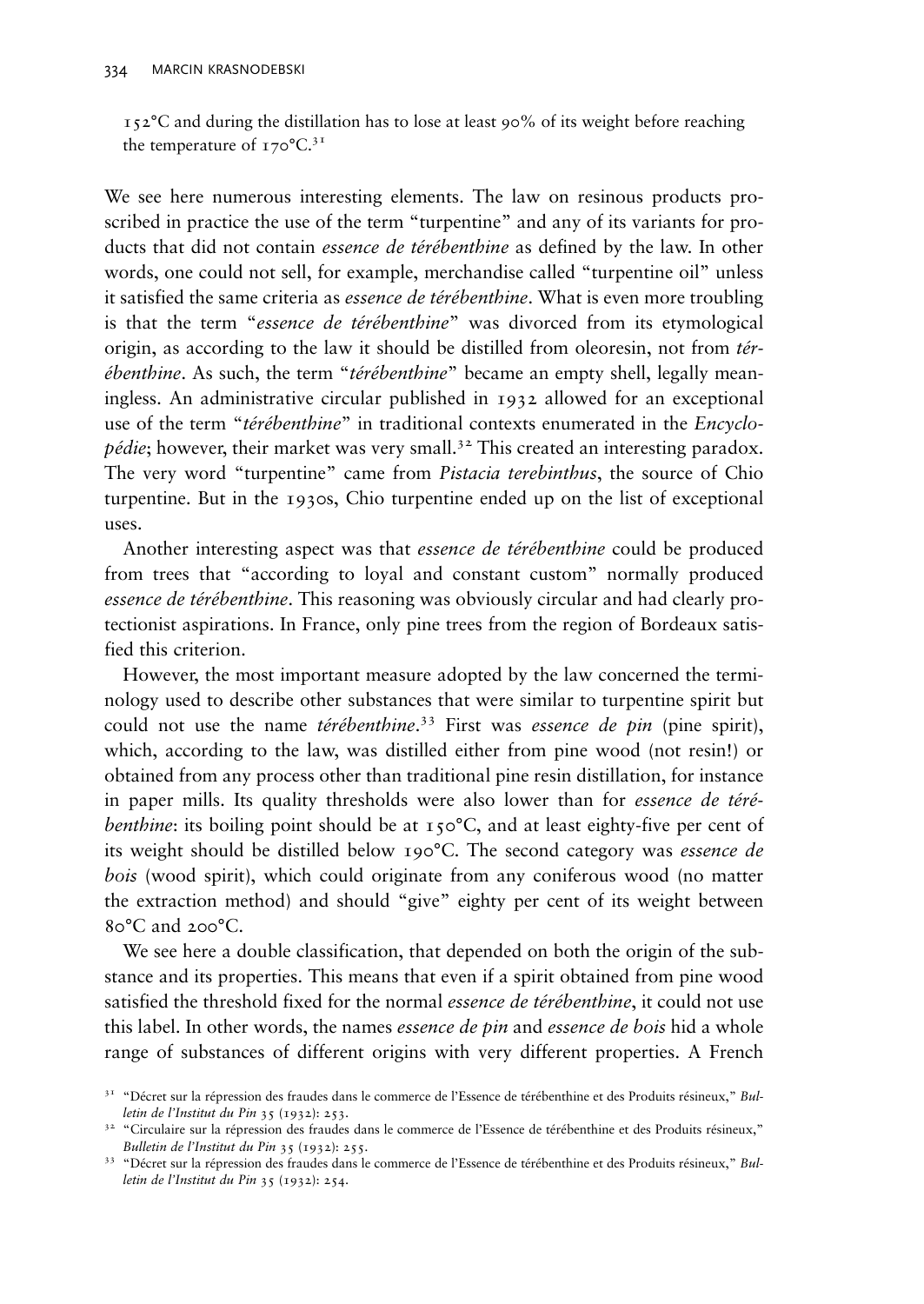152°C and during the distillation has to lose at least 90% of its weight before reaching the temperature of 170°C.[31]

We see here numerous interesting elements. The law on resinous products proscribed in practice the use of the term "turpentine" and any of its variants for products that did not contain *essence de térébenthine* as defined by the law. In other words, one could not sell, for example, merchandise called "turpentine oil" unless it satisfied the same criteria as *essence de térébenthine*. What is even more troubling is that the term "*essence de térébenthine*" was divorced from its etymological origin, as according to the law it should be distilled from oleoresin, not from *térébenthine*. As such, the term "*térébenthine*" became an empty shell, legally meaningless. An administrative circular published in 1932 allowed for an exceptional use of the term "*térébenthine*" in traditional contexts enumerated in the *Encyclopédie*; however, their market was very small.[32] This created an interesting paradox. The very word "turpentine" came from *Pistacia terebinthus*, the source of Chio turpentine. But in the 1930s, Chio turpentine ended up on the list of exceptional uses.

Another interesting aspect was that *essence de térébenthine* could be produced from trees that "according to loyal and constant custom" normally produced *essence de térébenthine*. This reasoning was obviously circular and had clearly protectionist aspirations. In France, only pine trees from the region of Bordeaux satisfied this criterion.

However, the most important measure adopted by the law concerned the terminology used to describe other substances that were similar to turpentine spirit but could not use the name *térébenthine*.[33] First was *essence de pin* (pine spirit), which, according to the law, was distilled either from pine wood (not resin!) or obtained from any process other than traditional pine resin distillation, for instance in paper mills. Its quality thresholds were also lower than for *essence de térébenthine*: its boiling point should be at 150°C, and at least eighty-five per cent of its weight should be distilled below 190°C. The second category was *essence de bois* (wood spirit), which could originate from any coniferous wood (no matter the extraction method) and should "give" eighty per cent of its weight between 80°C and 200°C.

We see here a double classification, that depended on both the origin of the substance and its properties. This means that even if a spirit obtained from pine wood satisfied the threshold fixed for the normal *essence de térébenthine*, it could not use this label. In other words, the names *essence de pin* and *essence de bois* hid a whole range of substances of different origins with very different properties. A French

[31] "Décret sur la répression des fraudes dans le commerce de l'Essence de térébenthine et des Produits résineux," *Bulletin de l'Institut du Pin* 35 (1932): 253.

[32] "Circulaire sur la répression des fraudes dans le commerce de l'Essence de térébenthine et des Produits résineux," *Bulletin de l'Institut du Pin* 35 (1932): 255.

[33] "Décret sur la répression des fraudes dans le commerce de l'Essence de térébenthine et des Produits résineux," *Bulletin de l'Institut du Pin* 35 (1932): 254.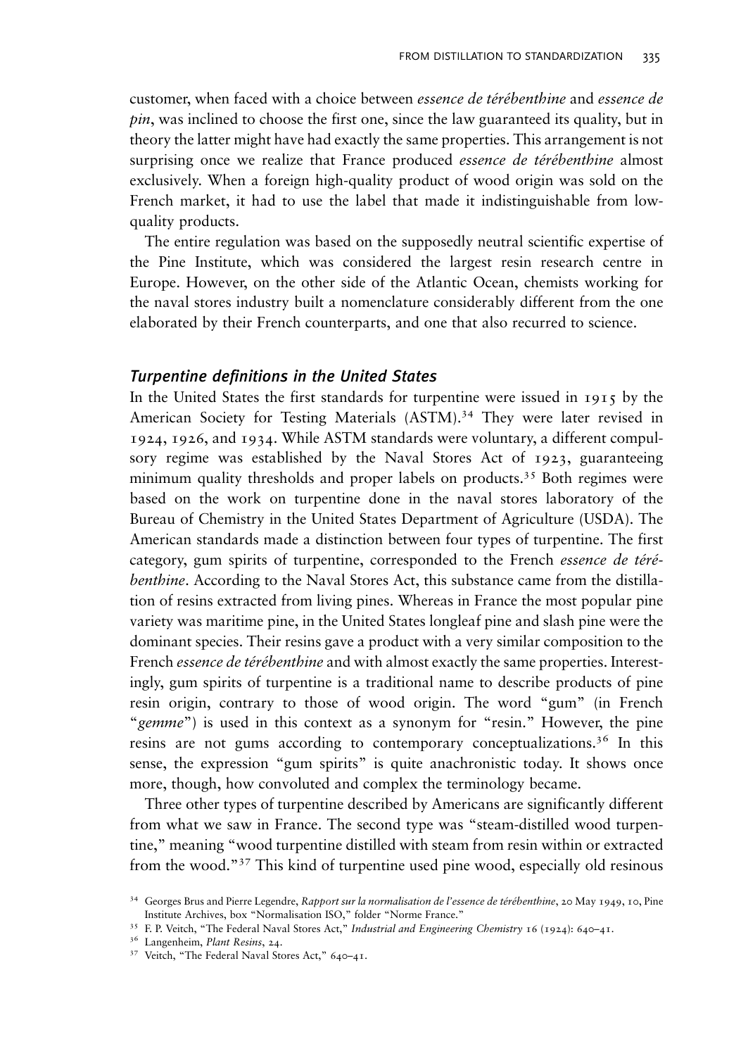customer, when faced with a choice between *essence de térébenthine* and *essence de pin*, was inclined to choose the first one, since the law guaranteed its quality, but in theory the latter might have had exactly the same properties. This arrangement is not surprising once we realize that France produced *essence de térébenthine* almost exclusively. When a foreign high-quality product of wood origin was sold on the French market, it had to use the label that made it indistinguishable from low-quality products.

The entire regulation was based on the supposedly neutral scientific expertise of the Pine Institute, which was considered the largest resin research centre in Europe. However, on the other side of the Atlantic Ocean, chemists working for the naval stores industry built a nomenclature considerably different from the one elaborated by their French counterparts, and one that also recurred to science.

### *Turpentine definitions in the United States*

In the United States the first standards for turpentine were issued in 1915 by the American Society for Testing Materials (ASTM).[34] They were later revised in 1924, 1926, and 1934. While ASTM standards were voluntary, a different compulsory regime was established by the Naval Stores Act of 1923, guaranteeing minimum quality thresholds and proper labels on products.[35] Both regimes were based on the work on turpentine done in the naval stores laboratory of the Bureau of Chemistry in the United States Department of Agriculture (USDA). The American standards made a distinction between four types of turpentine. The first category, gum spirits of turpentine, corresponded to the French *essence de térébenthine*. According to the Naval Stores Act, this substance came from the distillation of resins extracted from living pines. Whereas in France the most popular pine variety was maritime pine, in the United States longleaf pine and slash pine were the dominant species. Their resins gave a product with a very similar composition to the French *essence de térébenthine* and with almost exactly the same properties. Interestingly, gum spirits of turpentine is a traditional name to describe products of pine resin origin, contrary to those of wood origin. The word "gum" (in French "*gemme*") is used in this context as a synonym for "resin." However, the pine resins are not gums according to contemporary conceptualizations.[36] In this sense, the expression "gum spirits" is quite anachronistic today. It shows once more, though, how convoluted and complex the terminology became.

Three other types of turpentine described by Americans are significantly different from what we saw in France. The second type was "steam-distilled wood turpentine," meaning "wood turpentine distilled with steam from resin within or extracted from the wood."[37] This kind of turpentine used pine wood, especially old resinous

---

[34] Georges Brus and Pierre Legendre, *Rapport sur la normalisation de l'essence de térébenthine*, 20 May 1949, 10, Pine Institute Archives, box "Normalisation ISO," folder "Norme France."

[35] F. P. Veitch, "The Federal Naval Stores Act," *Industrial and Engineering Chemistry* 16 (1924): 640–41.

[36] Langenheim, *Plant Resins*, 24.

[37] Veitch, "The Federal Naval Stores Act," 640–41.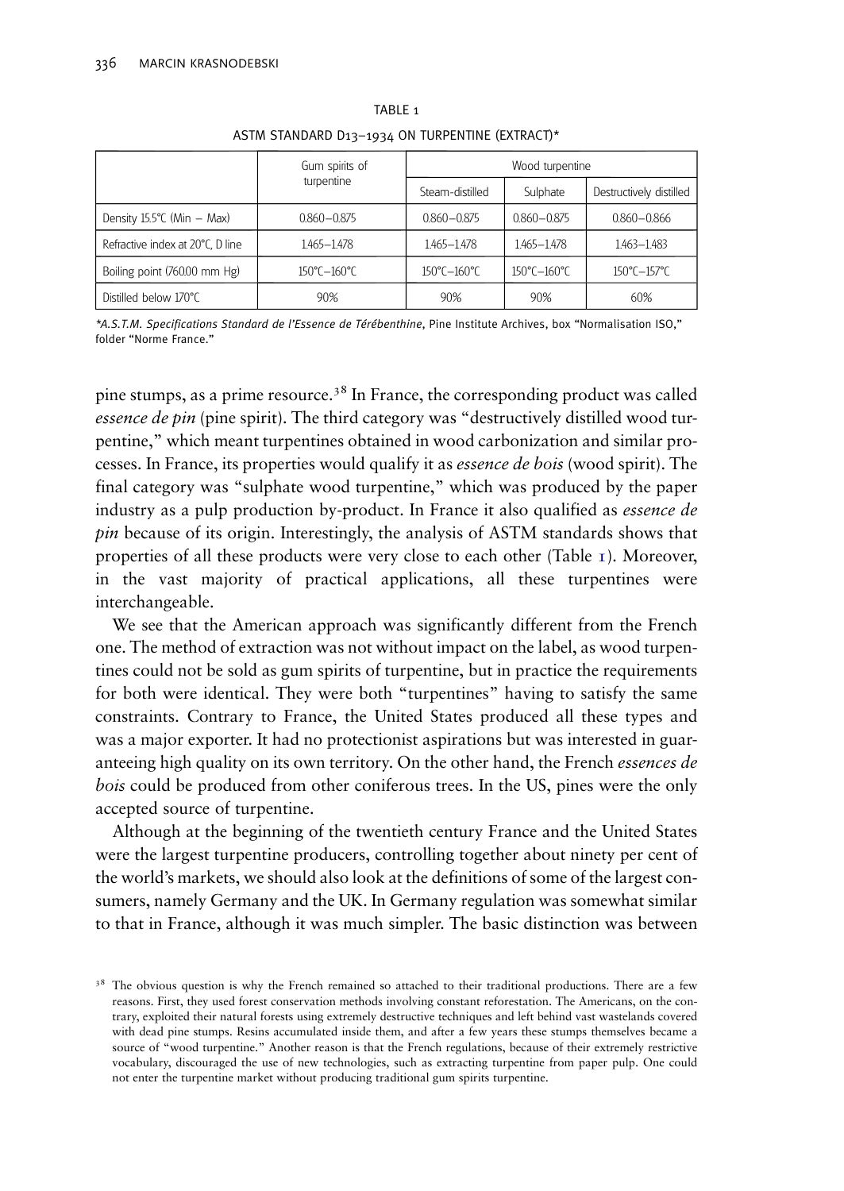TABLE 1

ASTM STANDARD D13–1934 ON TURPENTINE (EXTRACT)*

| | Gum spirits of turpentine | Wood turpentine | | |
|---|---|---|---|---|
| | | Steam-distilled | Sulphate | Destructively distilled |
| Density 15.5°C (Min – Max) | 0.860–0.875 | 0.860–0.875 | 0.860–0.875 | 0.860–0.866 |
| Refractive index at 20°C, D line | 1.465–1.478 | 1.465–1.478 | 1.465–1.478 | 1.463–1.483 |
| Boiling point (760.00 mm Hg) | 150°C–160°C | 150°C–160°C | 150°C–160°C | 150°C–157°C |
| Distilled below 170°C | 90% | 90% | 90% | 60% |

**A.S.T.M. Specifications Standard de l'Essence de Térébenthine*, Pine Institute Archives, box "Normalisation ISO," folder "Norme France."

pine stumps, as a prime resource.[38] In France, the corresponding product was called *essence de pin* (pine spirit). The third category was "destructively distilled wood turpentine," which meant turpentines obtained in wood carbonization and similar processes. In France, its properties would qualify it as *essence de bois* (wood spirit). The final category was "sulphate wood turpentine," which was produced by the paper industry as a pulp production by-product. In France it also qualified as *essence de pin* because of its origin. Interestingly, the analysis of ASTM standards shows that properties of all these products were very close to each other (Table 1). Moreover, in the vast majority of practical applications, all these turpentines were interchangeable.

We see that the American approach was significantly different from the French one. The method of extraction was not without impact on the label, as wood turpentines could not be sold as gum spirits of turpentine, but in practice the requirements for both were identical. They were both "turpentines" having to satisfy the same constraints. Contrary to France, the United States produced all these types and was a major exporter. It had no protectionist aspirations but was interested in guaranteeing high quality on its own territory. On the other hand, the French *essences de bois* could be produced from other coniferous trees. In the US, pines were the only accepted source of turpentine.

Although at the beginning of the twentieth century France and the United States were the largest turpentine producers, controlling together about ninety per cent of the world's markets, we should also look at the definitions of some of the largest consumers, namely Germany and the UK. In Germany regulation was somewhat similar to that in France, although it was much simpler. The basic distinction was between

[38] The obvious question is why the French remained so attached to their traditional productions. There are a few reasons. First, they used forest conservation methods involving constant reforestation. The Americans, on the contrary, exploited their natural forests using extremely destructive techniques and left behind vast wastelands covered with dead pine stumps. Resins accumulated inside them, and after a few years these stumps themselves became a source of "wood turpentine." Another reason is that the French regulations, because of their extremely restrictive vocabulary, discouraged the use of new technologies, such as extracting turpentine from paper pulp. One could not enter the turpentine market without producing traditional gum spirits turpentine.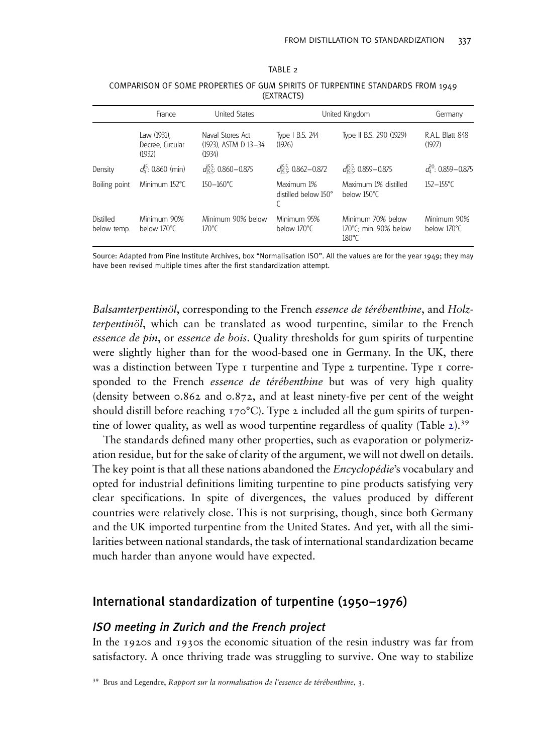TABLE 2

COMPARISON OF SOME PROPERTIES OF GUM SPIRITS OF TURPENTINE STANDARDS FROM 1949 (EXTRACTS)

| | France | United States | United Kingdom | | Germany |
|---|---|---|---|---|---|
| | Law (1931), Decree, Circular (1932) | Naval Stores Act (1923), ASTM D 13–34 (1934) | Type I B.S. 244 (1926) | Type II B.S. 290 (1929) | R.A.L. Blatt 848 (1927) |
| Density | $d_4^{15}$: 0.860 (min) | $d_{15.5}^{15.5}$: 0.860–0.875 | $d_{15.5}^{15.5}$: 0.862–0.872 | $d_{15.5}^{15.5}$: 0.859–0.875 | $d_4^{20}$: 0.859–0.875 |
| Boiling point | Minimum 152°C | 150–160°C | Maximum 1% distilled below 150°C | Maximum 1% distilled below 150°C | 152–155°C |
| Distilled below temp. | Minimum 90% below 170°C | Minimum 90% below 170°C | Minimum 95% below 170°C | Minimum 70% below 170°C; min. 90% below 180°C | Minimum 90% below 170°C |

Source: Adapted from Pine Institute Archives, box "Normalisation ISO". All the values are for the year 1949; they may have been revised multiple times after the first standardization attempt.

*Balsamterpentinöl*, corresponding to the French *essence de térébenthine*, and *Holzterpentinöl*, which can be translated as wood turpentine, similar to the French *essence de pin*, or *essence de bois*. Quality thresholds for gum spirits of turpentine were slightly higher than for the wood-based one in Germany. In the UK, there was a distinction between Type 1 turpentine and Type 2 turpentine. Type 1 corresponded to the French *essence de térébenthine* but was of very high quality (density between 0.862 and 0.872, and at least ninety-five per cent of the weight should distill before reaching 170°C). Type 2 included all the gum spirits of turpentine of lower quality, as well as wood turpentine regardless of quality (Table 2).[39]

The standards defined many other properties, such as evaporation or polymerization residue, but for the sake of clarity of the argument, we will not dwell on details. The key point is that all these nations abandoned the *Encyclopédie*'s vocabulary and opted for industrial definitions limiting turpentine to pine products satisfying very clear specifications. In spite of divergences, the values produced by different countries were relatively close. This is not surprising, though, since both Germany and the UK imported turpentine from the United States. And yet, with all the similarities between national standards, the task of international standardization became much harder than anyone would have expected.

## International standardization of turpentine (1950–1976)

### *ISO meeting in Zurich and the French project*

In the 1920s and 1930s the economic situation of the resin industry was far from satisfactory. A once thriving trade was struggling to survive. One way to stabilize

[39] Brus and Legendre, *Rapport sur la normalisation de l'essence de térébenthine*, 3.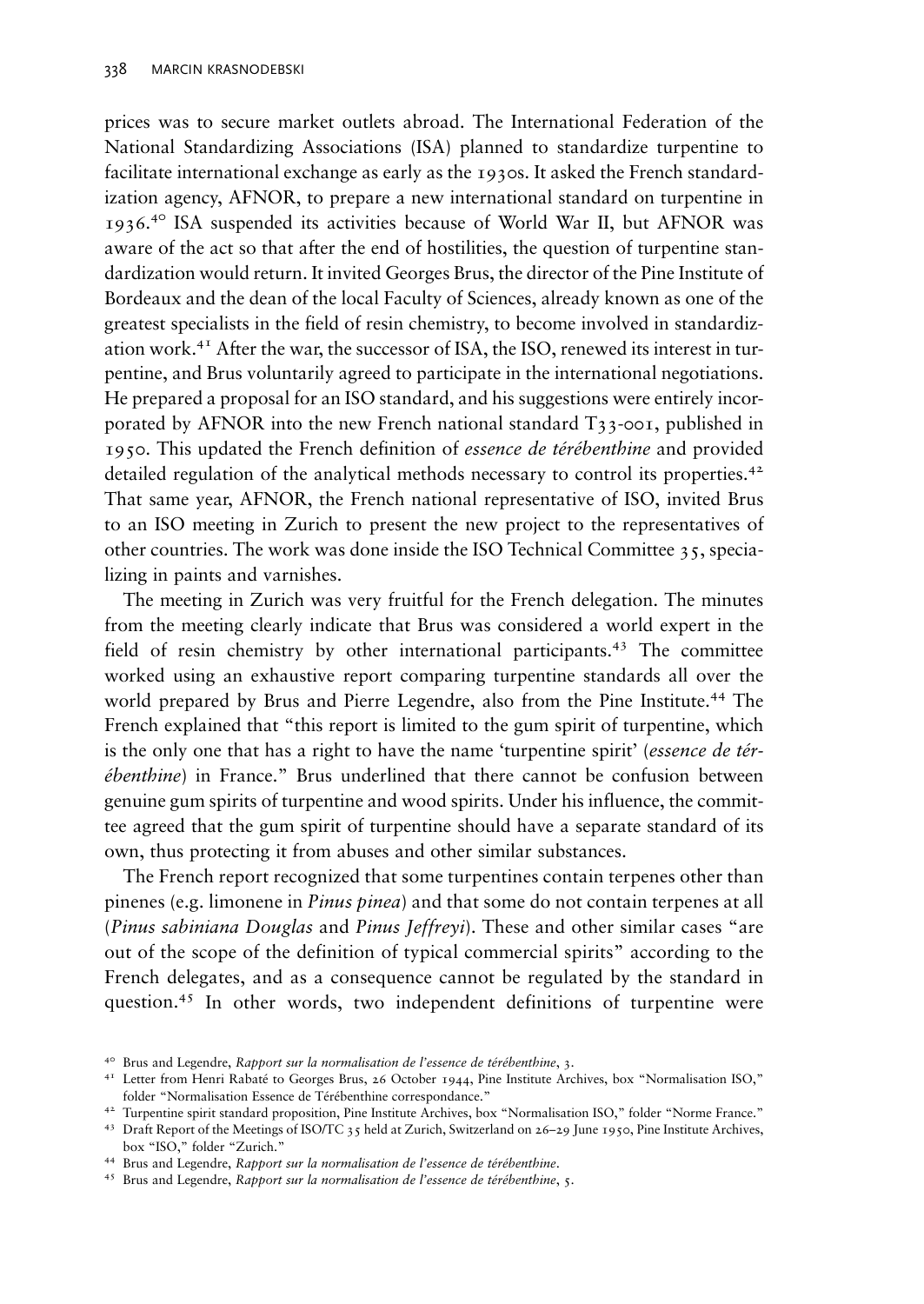prices was to secure market outlets abroad. The International Federation of the National Standardizing Associations (ISA) planned to standardize turpentine to facilitate international exchange as early as the 1930s. It asked the French standardization agency, AFNOR, to prepare a new international standard on turpentine in 1936.[40] ISA suspended its activities because of World War II, but AFNOR was aware of the act so that after the end of hostilities, the question of turpentine standardization would return. It invited Georges Brus, the director of the Pine Institute of Bordeaux and the dean of the local Faculty of Sciences, already known as one of the greatest specialists in the field of resin chemistry, to become involved in standardization work.[41] After the war, the successor of ISA, the ISO, renewed its interest in turpentine, and Brus voluntarily agreed to participate in the international negotiations. He prepared a proposal for an ISO standard, and his suggestions were entirely incorporated by AFNOR into the new French national standard T33-001, published in 1950. This updated the French definition of *essence de térébenthine* and provided detailed regulation of the analytical methods necessary to control its properties.[42] That same year, AFNOR, the French national representative of ISO, invited Brus to an ISO meeting in Zurich to present the new project to the representatives of other countries. The work was done inside the ISO Technical Committee 35, specializing in paints and varnishes.

The meeting in Zurich was very fruitful for the French delegation. The minutes from the meeting clearly indicate that Brus was considered a world expert in the field of resin chemistry by other international participants.[43] The committee worked using an exhaustive report comparing turpentine standards all over the world prepared by Brus and Pierre Legendre, also from the Pine Institute.[44] The French explained that "this report is limited to the gum spirit of turpentine, which is the only one that has a right to have the name 'turpentine spirit' (*essence de térébenthine*) in France." Brus underlined that there cannot be confusion between genuine gum spirits of turpentine and wood spirits. Under his influence, the committee agreed that the gum spirit of turpentine should have a separate standard of its own, thus protecting it from abuses and other similar substances.

The French report recognized that some turpentines contain terpenes other than pinenes (e.g. limonene in *Pinus pinea*) and that some do not contain terpenes at all (*Pinus sabiniana Douglas* and *Pinus Jeffreyi*). These and other similar cases "are out of the scope of the definition of typical commercial spirits" according to the French delegates, and as a consequence cannot be regulated by the standard in question.[45] In other words, two independent definitions of turpentine were

[40] Brus and Legendre, *Rapport sur la normalisation de l'essence de térébenthine*, 3.

[41] Letter from Henri Rabaté to Georges Brus, 26 October 1944, Pine Institute Archives, box "Normalisation ISO," folder "Normalisation Essence de Térébenthine correspondance."

[42] Turpentine spirit standard proposition, Pine Institute Archives, box "Normalisation ISO," folder "Norme France."

[43] Draft Report of the Meetings of ISO/TC 35 held at Zurich, Switzerland on 26–29 June 1950, Pine Institute Archives, box "ISO," folder "Zurich."

[44] Brus and Legendre, *Rapport sur la normalisation de l'essence de térébenthine*.

[45] Brus and Legendre, *Rapport sur la normalisation de l'essence de térébenthine*, 5.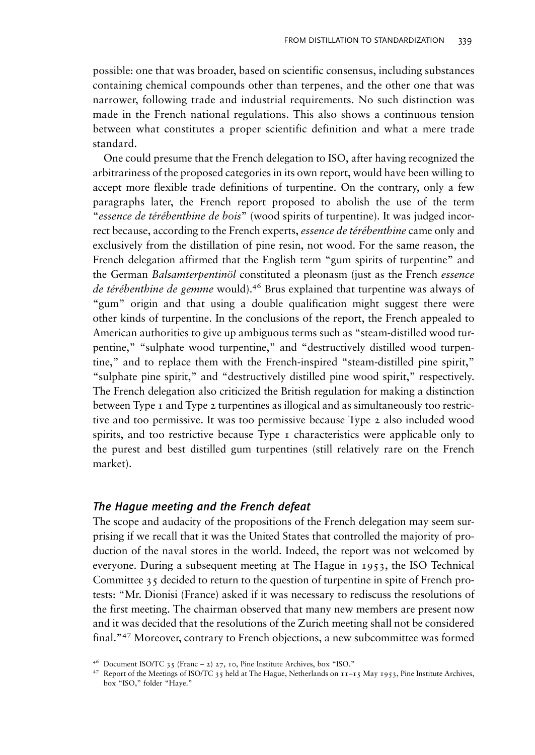possible: one that was broader, based on scientific consensus, including substances containing chemical compounds other than terpenes, and the other one that was narrower, following trade and industrial requirements. No such distinction was made in the French national regulations. This also shows a continuous tension between what constitutes a proper scientific definition and what a mere trade standard.

One could presume that the French delegation to ISO, after having recognized the arbitrariness of the proposed categories in its own report, would have been willing to accept more flexible trade definitions of turpentine. On the contrary, only a few paragraphs later, the French report proposed to abolish the use of the term "*essence de térébenthine de bois*" (wood spirits of turpentine). It was judged incorrect because, according to the French experts, *essence de térébenthine* came only and exclusively from the distillation of pine resin, not wood. For the same reason, the French delegation affirmed that the English term "gum spirits of turpentine" and the German *Balsamterpentinöl* constituted a pleonasm (just as the French *essence de térébenthine de gemme* would).[46] Brus explained that turpentine was always of "gum" origin and that using a double qualification might suggest there were other kinds of turpentine. In the conclusions of the report, the French appealed to American authorities to give up ambiguous terms such as "steam-distilled wood turpentine," "sulphate wood turpentine," and "destructively distilled wood turpentine," and to replace them with the French-inspired "steam-distilled pine spirit," "sulphate pine spirit," and "destructively distilled pine wood spirit," respectively. The French delegation also criticized the British regulation for making a distinction between Type 1 and Type 2 turpentines as illogical and as simultaneously too restrictive and too permissive. It was too permissive because Type 2 also included wood spirits, and too restrictive because Type 1 characteristics were applicable only to the purest and best distilled gum turpentines (still relatively rare on the French market).

### *The Hague meeting and the French defeat*

The scope and audacity of the propositions of the French delegation may seem surprising if we recall that it was the United States that controlled the majority of production of the naval stores in the world. Indeed, the report was not welcomed by everyone. During a subsequent meeting at The Hague in 1953, the ISO Technical Committee 35 decided to return to the question of turpentine in spite of French protests: "Mr. Dionisi (France) asked if it was necessary to rediscuss the resolutions of the first meeting. The chairman observed that many new members are present now and it was decided that the resolutions of the Zurich meeting shall not be considered final."[47] Moreover, contrary to French objections, a new subcommittee was formed

[46] Document ISO/TC 35 (Franc – 2) 27, 10, Pine Institute Archives, box "ISO."

[47] Report of the Meetings of ISO/TC 35 held at The Hague, Netherlands on 11–15 May 1953, Pine Institute Archives, box "ISO," folder "Haye."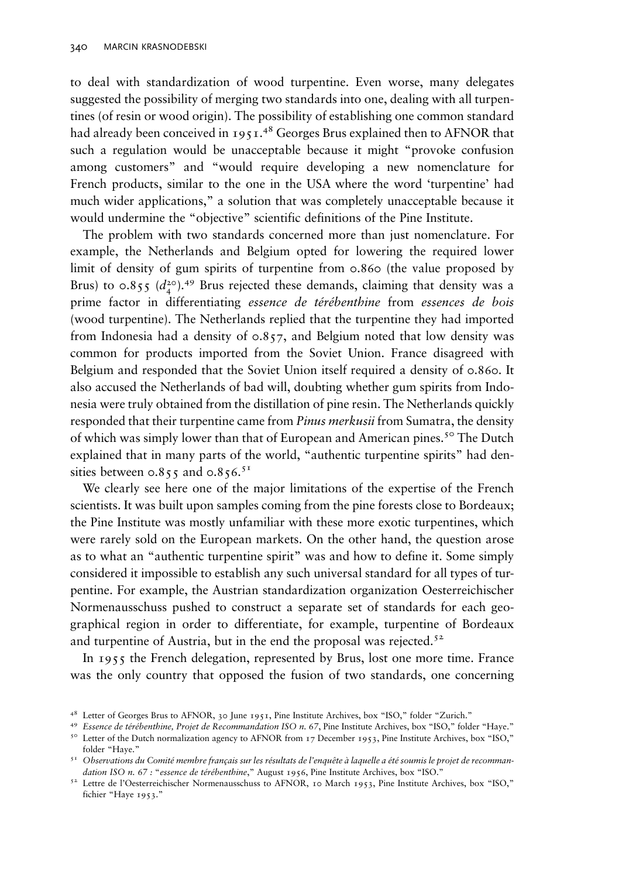to deal with standardization of wood turpentine. Even worse, many delegates suggested the possibility of merging two standards into one, dealing with all turpentines (of resin or wood origin). The possibility of establishing one common standard had already been conceived in 1951.[48] Georges Brus explained then to AFNOR that such a regulation would be unacceptable because it might "provoke confusion among customers" and "would require developing a new nomenclature for French products, similar to the one in the USA where the word 'turpentine' had much wider applications," a solution that was completely unacceptable because it would undermine the "objective" scientific definitions of the Pine Institute.

The problem with two standards concerned more than just nomenclature. For example, the Netherlands and Belgium opted for lowering the required lower limit of density of gum spirits of turpentine from 0.860 (the value proposed by Brus) to 0.855 ($d_4^{20}$).[49] Brus rejected these demands, claiming that density was a prime factor in differentiating *essence de térébenthine* from *essences de bois* (wood turpentine). The Netherlands replied that the turpentine they had imported from Indonesia had a density of 0.857, and Belgium noted that low density was common for products imported from the Soviet Union. France disagreed with Belgium and responded that the Soviet Union itself required a density of 0.860. It also accused the Netherlands of bad will, doubting whether gum spirits from Indonesia were truly obtained from the distillation of pine resin. The Netherlands quickly responded that their turpentine came from *Pinus merkusii* from Sumatra, the density of which was simply lower than that of European and American pines.[50] The Dutch explained that in many parts of the world, "authentic turpentine spirits" had densities between 0.855 and 0.856.[51]

We clearly see here one of the major limitations of the expertise of the French scientists. It was built upon samples coming from the pine forests close to Bordeaux; the Pine Institute was mostly unfamiliar with these more exotic turpentines, which were rarely sold on the European markets. On the other hand, the question arose as to what an "authentic turpentine spirit" was and how to define it. Some simply considered it impossible to establish any such universal standard for all types of turpentine. For example, the Austrian standardization organization Oesterreichischer Normenausschuss pushed to construct a separate set of standards for each geographical region in order to differentiate, for example, turpentine of Bordeaux and turpentine of Austria, but in the end the proposal was rejected.[52]

In 1955 the French delegation, represented by Brus, lost one more time. France was the only country that opposed the fusion of two standards, one concerning

---

[48] Letter of Georges Brus to AFNOR, 30 June 1951, Pine Institute Archives, box "ISO," folder "Zurich."

[49] *Essence de térébenthine, Projet de Recommandation ISO n. 67*, Pine Institute Archives, box "ISO," folder "Haye."

[50] Letter of the Dutch normalization agency to AFNOR from 17 December 1953, Pine Institute Archives, box "ISO," folder "Haye."

[51] *Observations du Comité membre français sur les résultats de l'enquête à laquelle a été soumis le projet de recommandation ISO n. 67 : "essence de térébenthine,"* August 1956, Pine Institute Archives, box "ISO."

[52] Lettre de l'Oesterreichischer Normenausschuss to AFNOR, 10 March 1953, Pine Institute Archives, box "ISO," fichier "Haye 1953."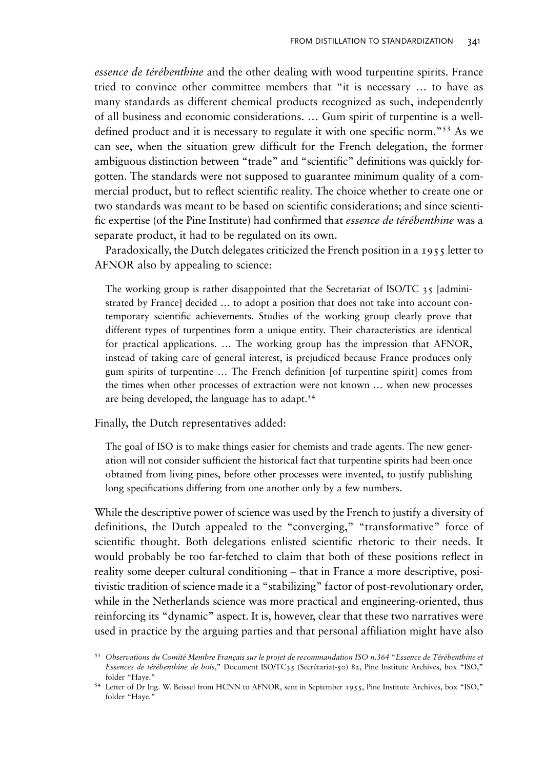*essence de térébenthine* and the other dealing with wood turpentine spirits. France tried to convince other committee members that "it is necessary … to have as many standards as different chemical products recognized as such, independently of all business and economic considerations. … Gum spirit of turpentine is a well-defined product and it is necessary to regulate it with one specific norm."[53] As we can see, when the situation grew difficult for the French delegation, the former ambiguous distinction between "trade" and "scientific" definitions was quickly forgotten. The standards were not supposed to guarantee minimum quality of a commercial product, but to reflect scientific reality. The choice whether to create one or two standards was meant to be based on scientific considerations; and since scientific expertise (of the Pine Institute) had confirmed that *essence de térébenthine* was a separate product, it had to be regulated on its own.

Paradoxically, the Dutch delegates criticized the French position in a 1955 letter to AFNOR also by appealing to science:

> The working group is rather disappointed that the Secretariat of ISO/TC 35 [administrated by France] decided … to adopt a position that does not take into account contemporary scientific achievements. Studies of the working group clearly prove that different types of turpentines form a unique entity. Their characteristics are identical for practical applications. … The working group has the impression that AFNOR, instead of taking care of general interest, is prejudiced because France produces only gum spirits of turpentine … The French definition [of turpentine spirit] comes from the times when other processes of extraction were not known … when new processes are being developed, the language has to adapt.[54]

Finally, the Dutch representatives added:

> The goal of ISO is to make things easier for chemists and trade agents. The new generation will not consider sufficient the historical fact that turpentine spirits had been once obtained from living pines, before other processes were invented, to justify publishing long specifications differing from one another only by a few numbers.

While the descriptive power of science was used by the French to justify a diversity of definitions, the Dutch appealed to the "converging," "transformative" force of scientific thought. Both delegations enlisted scientific rhetoric to their needs. It would probably be too far-fetched to claim that both of these positions reflect in reality some deeper cultural conditioning – that in France a more descriptive, positivistic tradition of science made it a "stabilizing" factor of post-revolutionary order, while in the Netherlands science was more practical and engineering-oriented, thus reinforcing its "dynamic" aspect. It is, however, clear that these two narratives were used in practice by the arguing parties and that personal affiliation might have also

[53] *Observations du Comité Membre Français sur le projet de recommandation ISO n.364 "Essence de Térébenthine et Essences de térébenthine de bois,"* Document ISO/TC35 (Secrétariat-50) 82, Pine Institute Archives, box "ISO," folder "Haye."

[54] Letter of Dr Ing. W. Beissel from HCNN to AFNOR, sent in September 1955, Pine Institute Archives, box "ISO," folder "Haye."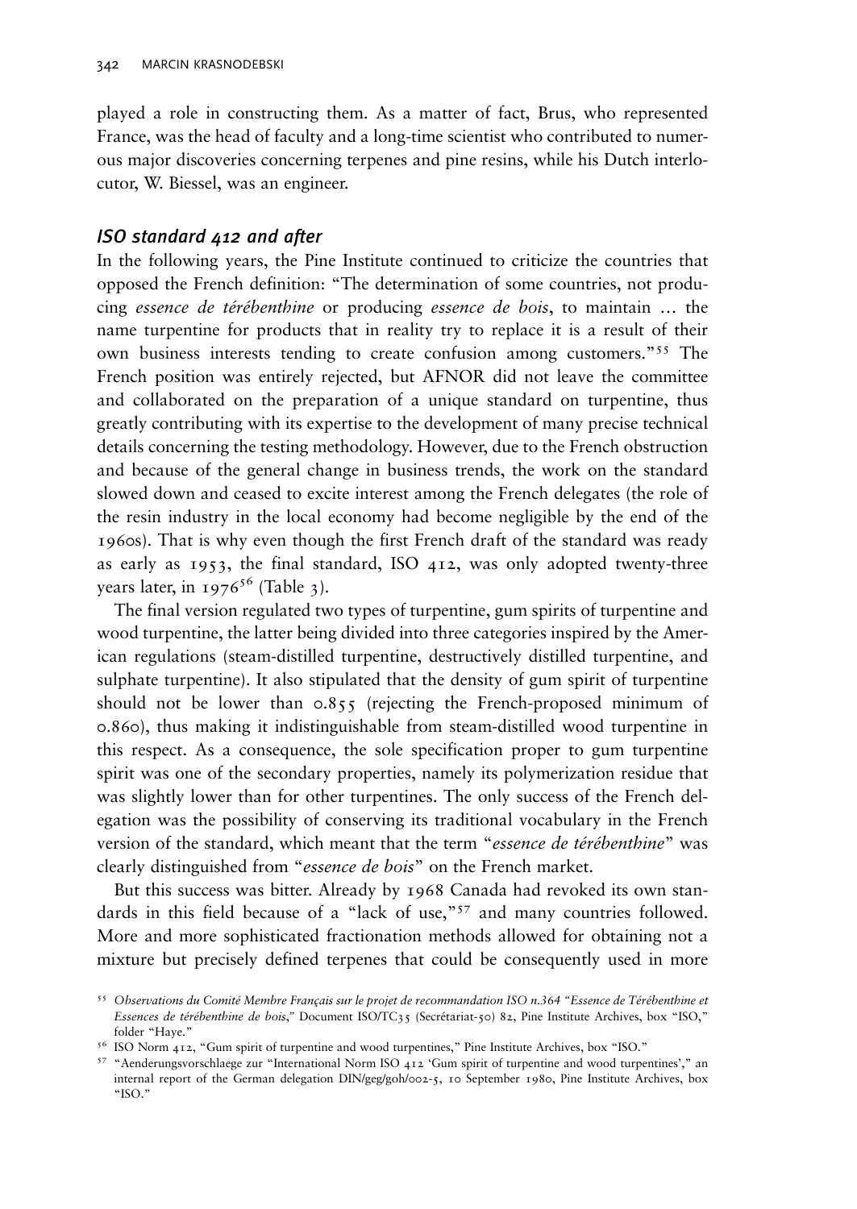played a role in constructing them. As a matter of fact, Brus, who represented France, was the head of faculty and a long-time scientist who contributed to numerous major discoveries concerning terpenes and pine resins, while his Dutch interlocutor, W. Biessel, was an engineer.

### *ISO standard 412 and after*

In the following years, the Pine Institute continued to criticize the countries that opposed the French definition: "The determination of some countries, not producing *essence de térébenthine* or producing *essence de bois*, to maintain … the name turpentine for products that in reality try to replace it is a result of their own business interests tending to create confusion among customers."[55] The French position was entirely rejected, but AFNOR did not leave the committee and collaborated on the preparation of a unique standard on turpentine, thus greatly contributing with its expertise to the development of many precise technical details concerning the testing methodology. However, due to the French obstruction and because of the general change in business trends, the work on the standard slowed down and ceased to excite interest among the French delegates (the role of the resin industry in the local economy had become negligible by the end of the 1960s). That is why even though the first French draft of the standard was ready as early as 1953, the final standard, ISO 412, was only adopted twenty-three years later, in 1976[56] (Table 3).

The final version regulated two types of turpentine, gum spirits of turpentine and wood turpentine, the latter being divided into three categories inspired by the American regulations (steam-distilled turpentine, destructively distilled turpentine, and sulphate turpentine). It also stipulated that the density of gum spirit of turpentine should not be lower than 0.855 (rejecting the French-proposed minimum of 0.860), thus making it indistinguishable from steam-distilled wood turpentine in this respect. As a consequence, the sole specification proper to gum turpentine spirit was one of the secondary properties, namely its polymerization residue that was slightly lower than for other turpentines. The only success of the French delegation was the possibility of conserving its traditional vocabulary in the French version of the standard, which meant that the term "*essence de térébenthine*" was clearly distinguished from "*essence de bois*" on the French market.

But this success was bitter. Already by 1968 Canada had revoked its own standards in this field because of a "lack of use,"[57] and many countries followed. More and more sophisticated fractionation methods allowed for obtaining not a mixture but precisely defined terpenes that could be consequently used in more

---

[55] *Observations du Comité Membre Français sur le projet de recommandation ISO n.364 "Essence de Térébenthine et Essences de térébenthine de bois,"* Document ISO/TC35 (Secrétariat-50) 82, Pine Institute Archives, box "ISO," folder "Haye."

[56] ISO Norm 412, "Gum spirit of turpentine and wood turpentines," Pine Institute Archives, box "ISO."

[57] "Aenderungsvorschlaege zur "International Norm ISO 412 'Gum spirit of turpentine and wood turpentines'," an internal report of the German delegation DIN/geg/goh/002-5, 10 September 1980, Pine Institute Archives, box "ISO."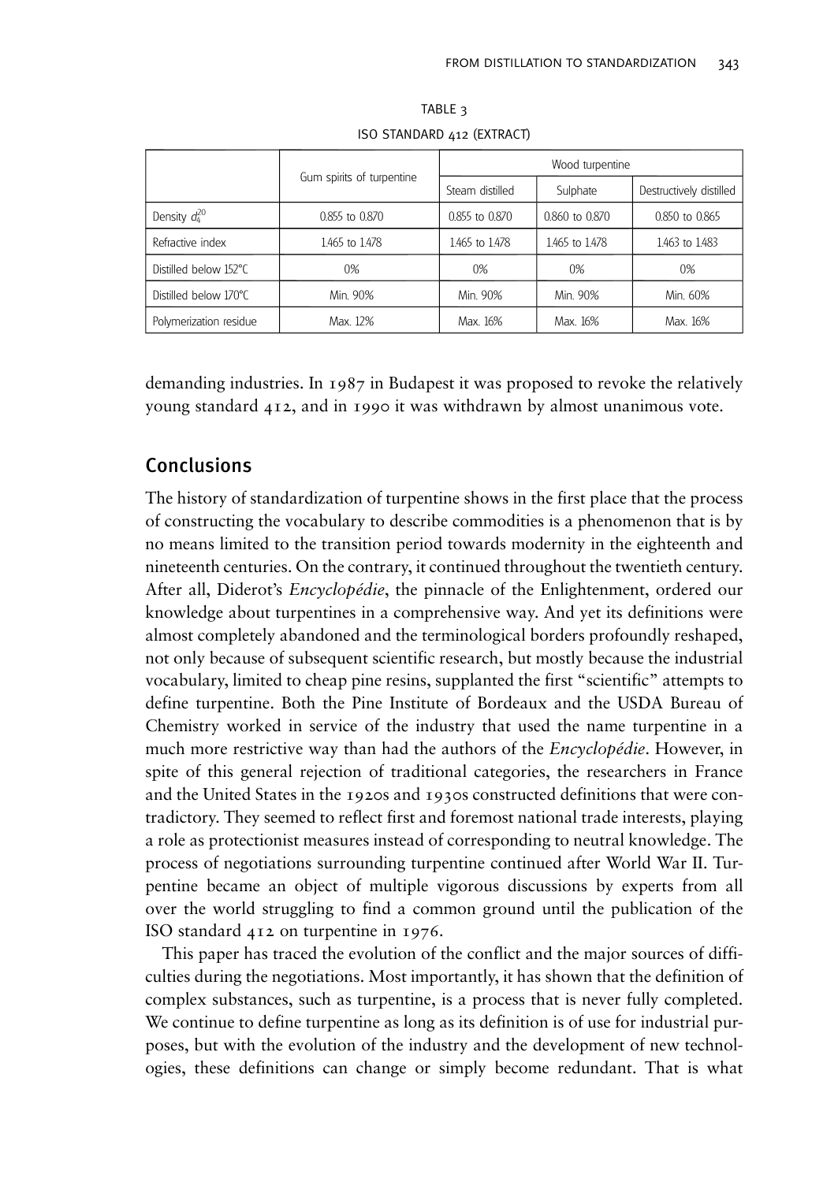TABLE 3

ISO STANDARD 412 (EXTRACT)

| | Gum spirits of turpentine | Wood turpentine | | |
|---|---|---|---|---|
| | | Steam distilled | Sulphate | Destructively distilled |
| Density $d_4^{20}$ | 0.855 to 0.870 | 0.855 to 0.870 | 0.860 to 0.870 | 0.850 to 0.865 |
| Refractive index | 1.465 to 1.478 | 1.465 to 1.478 | 1.465 to 1.478 | 1.463 to 1.483 |
| Distilled below 152°C | 0% | 0% | 0% | 0% |
| Distilled below 170°C | Min. 90% | Min. 90% | Min. 90% | Min. 60% |
| Polymerization residue | Max. 12% | Max. 16% | Max. 16% | Max. 16% |

demanding industries. In 1987 in Budapest it was proposed to revoke the relatively young standard 412, and in 1990 it was withdrawn by almost unanimous vote.

## Conclusions

The history of standardization of turpentine shows in the first place that the process of constructing the vocabulary to describe commodities is a phenomenon that is by no means limited to the transition period towards modernity in the eighteenth and nineteenth centuries. On the contrary, it continued throughout the twentieth century. After all, Diderot's *Encyclopédie*, the pinnacle of the Enlightenment, ordered our knowledge about turpentines in a comprehensive way. And yet its definitions were almost completely abandoned and the terminological borders profoundly reshaped, not only because of subsequent scientific research, but mostly because the industrial vocabulary, limited to cheap pine resins, supplanted the first "scientific" attempts to define turpentine. Both the Pine Institute of Bordeaux and the USDA Bureau of Chemistry worked in service of the industry that used the name turpentine in a much more restrictive way than had the authors of the *Encyclopédie*. However, in spite of this general rejection of traditional categories, the researchers in France and the United States in the 1920s and 1930s constructed definitions that were contradictory. They seemed to reflect first and foremost national trade interests, playing a role as protectionist measures instead of corresponding to neutral knowledge. The process of negotiations surrounding turpentine continued after World War II. Turpentine became an object of multiple vigorous discussions by experts from all over the world struggling to find a common ground until the publication of the ISO standard 412 on turpentine in 1976.

This paper has traced the evolution of the conflict and the major sources of difficulties during the negotiations. Most importantly, it has shown that the definition of complex substances, such as turpentine, is a process that is never fully completed. We continue to define turpentine as long as its definition is of use for industrial purposes, but with the evolution of the industry and the development of new technologies, these definitions can change or simply become redundant. That is what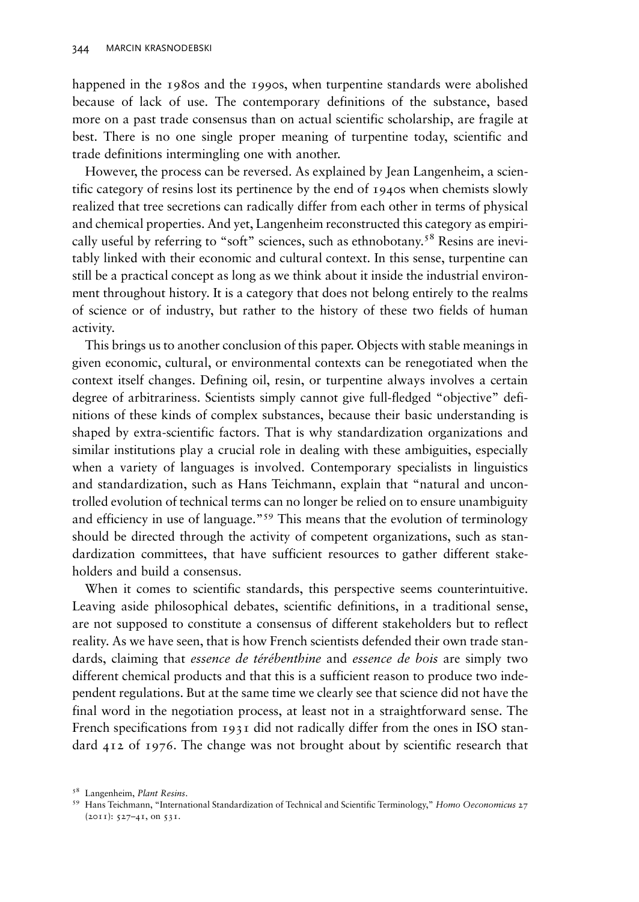happened in the 1980s and the 1990s, when turpentine standards were abolished because of lack of use. The contemporary definitions of the substance, based more on a past trade consensus than on actual scientific scholarship, are fragile at best. There is no one single proper meaning of turpentine today, scientific and trade definitions intermingling one with another.

However, the process can be reversed. As explained by Jean Langenheim, a scientific category of resins lost its pertinence by the end of 1940s when chemists slowly realized that tree secretions can radically differ from each other in terms of physical and chemical properties. And yet, Langenheim reconstructed this category as empirically useful by referring to "soft" sciences, such as ethnobotany.[58] Resins are inevitably linked with their economic and cultural context. In this sense, turpentine can still be a practical concept as long as we think about it inside the industrial environment throughout history. It is a category that does not belong entirely to the realms of science or of industry, but rather to the history of these two fields of human activity.

This brings us to another conclusion of this paper. Objects with stable meanings in given economic, cultural, or environmental contexts can be renegotiated when the context itself changes. Defining oil, resin, or turpentine always involves a certain degree of arbitrariness. Scientists simply cannot give full-fledged "objective" definitions of these kinds of complex substances, because their basic understanding is shaped by extra-scientific factors. That is why standardization organizations and similar institutions play a crucial role in dealing with these ambiguities, especially when a variety of languages is involved. Contemporary specialists in linguistics and standardization, such as Hans Teichmann, explain that "natural and uncontrolled evolution of technical terms can no longer be relied on to ensure unambiguity and efficiency in use of language."[59] This means that the evolution of terminology should be directed through the activity of competent organizations, such as standardization committees, that have sufficient resources to gather different stakeholders and build a consensus.

When it comes to scientific standards, this perspective seems counterintuitive. Leaving aside philosophical debates, scientific definitions, in a traditional sense, are not supposed to constitute a consensus of different stakeholders but to reflect reality. As we have seen, that is how French scientists defended their own trade standards, claiming that *essence de térébenthine* and *essence de bois* are simply two different chemical products and that this is a sufficient reason to produce two independent regulations. But at the same time we clearly see that science did not have the final word in the negotiation process, at least not in a straightforward sense. The French specifications from 1931 did not radically differ from the ones in ISO standard 412 of 1976. The change was not brought about by scientific research that

[58] Langenheim, *Plant Resins*.

[59] Hans Teichmann, "International Standardization of Technical and Scientific Terminology," *Homo Oeconomicus* 27 (2011): 527–41, on 531.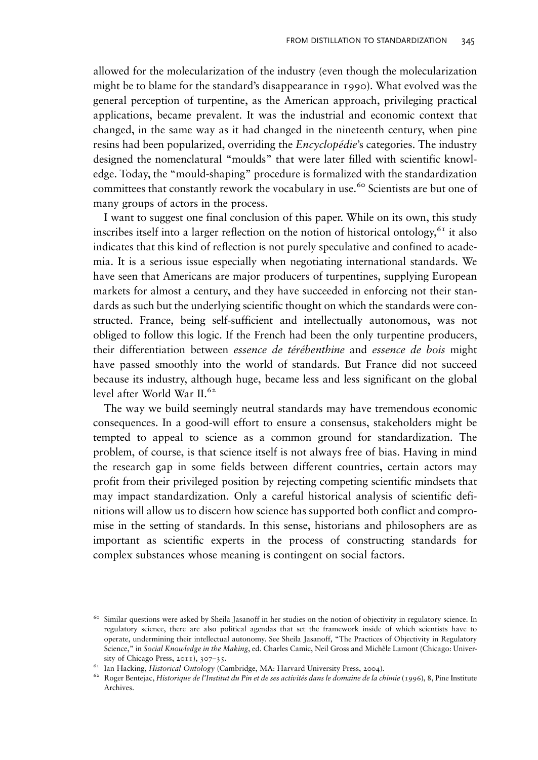allowed for the molecularization of the industry (even though the molecularization might be to blame for the standard's disappearance in 1990). What evolved was the general perception of turpentine, as the American approach, privileging practical applications, became prevalent. It was the industrial and economic context that changed, in the same way as it had changed in the nineteenth century, when pine resins had been popularized, overriding the *Encyclopédie*'s categories. The industry designed the nomenclatural "moulds" that were later filled with scientific knowledge. Today, the "mould-shaping" procedure is formalized with the standardization committees that constantly rework the vocabulary in use.[60] Scientists are but one of many groups of actors in the process.

I want to suggest one final conclusion of this paper. While on its own, this study inscribes itself into a larger reflection on the notion of historical ontology,[61] it also indicates that this kind of reflection is not purely speculative and confined to academia. It is a serious issue especially when negotiating international standards. We have seen that Americans are major producers of turpentines, supplying European markets for almost a century, and they have succeeded in enforcing not their standards as such but the underlying scientific thought on which the standards were constructed. France, being self-sufficient and intellectually autonomous, was not obliged to follow this logic. If the French had been the only turpentine producers, their differentiation between *essence de térébenthine* and *essence de bois* might have passed smoothly into the world of standards. But France did not succeed because its industry, although huge, became less and less significant on the global level after World War II.[62]

The way we build seemingly neutral standards may have tremendous economic consequences. In a good-will effort to ensure a consensus, stakeholders might be tempted to appeal to science as a common ground for standardization. The problem, of course, is that science itself is not always free of bias. Having in mind the research gap in some fields between different countries, certain actors may profit from their privileged position by rejecting competing scientific mindsets that may impact standardization. Only a careful historical analysis of scientific definitions will allow us to discern how science has supported both conflict and compromise in the setting of standards. In this sense, historians and philosophers are as important as scientific experts in the process of constructing standards for complex substances whose meaning is contingent on social factors.

---

[60] Similar questions were asked by Sheila Jasanoff in her studies on the notion of objectivity in regulatory science. In regulatory science, there are also political agendas that set the framework inside of which scientists have to operate, undermining their intellectual autonomy. See Sheila Jasanoff, "The Practices of Objectivity in Regulatory Science," in *Social Knowledge in the Making*, ed. Charles Camic, Neil Gross and Michèle Lamont (Chicago: University of Chicago Press, 2011), 307–35.

[61] Ian Hacking, *Historical Ontology* (Cambridge, MA: Harvard University Press, 2004).

[62] Roger Bentejac, *Historique de l'Institut du Pin et de ses activités dans le domaine de la chimie* (1996), 8, Pine Institute Archives.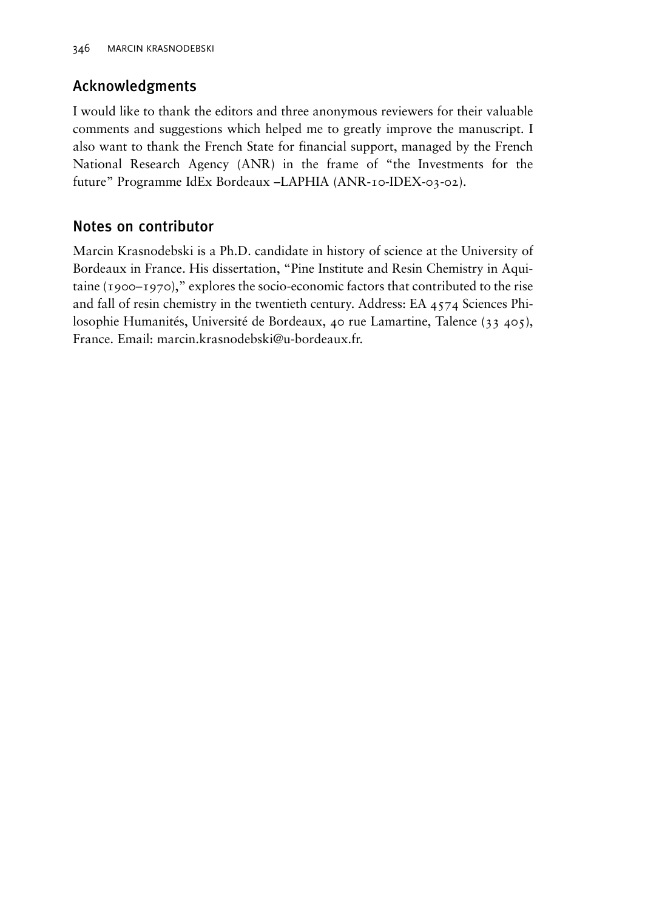## Acknowledgments

I would like to thank the editors and three anonymous reviewers for their valuable comments and suggestions which helped me to greatly improve the manuscript. I also want to thank the French State for financial support, managed by the French National Research Agency (ANR) in the frame of "the Investments for the future" Programme IdEx Bordeaux –LAPHIA (ANR-10-IDEX-03-02).

## Notes on contributor

Marcin Krasnodebski is a Ph.D. candidate in history of science at the University of Bordeaux in France. His dissertation, "Pine Institute and Resin Chemistry in Aquitaine (1900–1970)," explores the socio-economic factors that contributed to the rise and fall of resin chemistry in the twentieth century. Address: EA 4574 Sciences Philosophie Humanités, Université de Bordeaux, 40 rue Lamartine, Talence (33 405), France. Email: marcin.krasnodebski@u-bordeaux.fr.